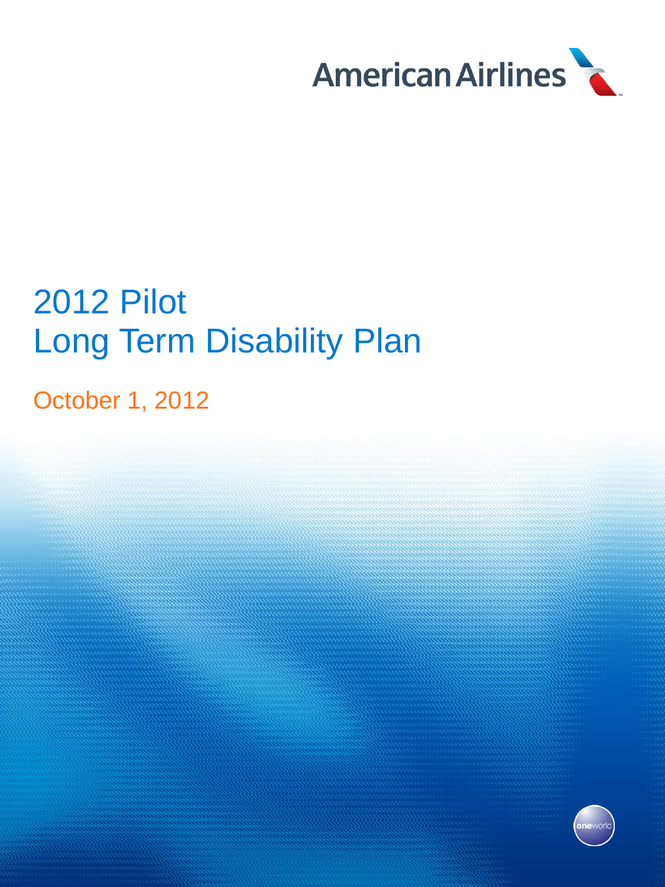American Airlines

# 2012 Pilot Long Term Disability Plan

October 1, 2012

oneworld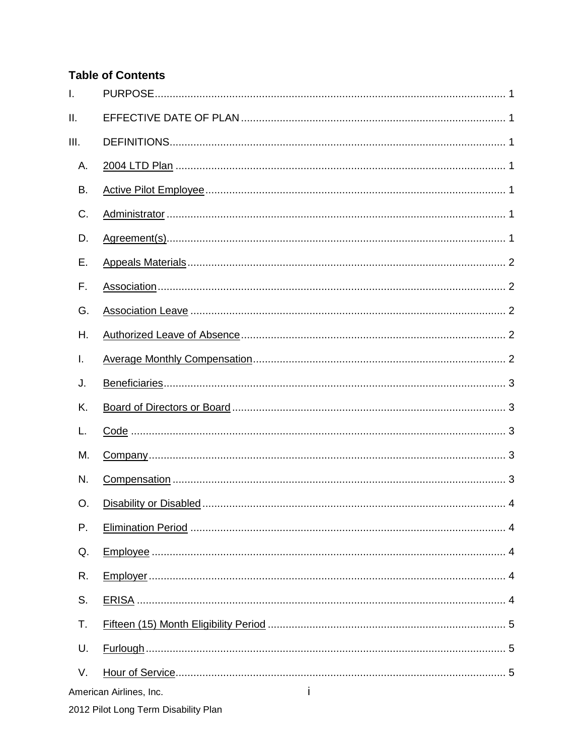## Table of Contents

I. PURPOSE ........ 1

II. EFFECTIVE DATE OF PLAN ........ 1

III. DEFINITIONS ........ 1

- A. 2004 LTD Plan ........ 1
- B. Active Pilot Employee ........ 1
- C. Administrator ........ 1
- D. Agreement(s) ........ 1
- E. Appeals Materials ........ 2
- F. Association ........ 2
- G. Association Leave ........ 2
- H. Authorized Leave of Absence ........ 2
- I. Average Monthly Compensation ........ 2
- J. Beneficiaries ........ 3
- K. Board of Directors or Board ........ 3
- L. Code ........ 3
- M. Company ........ 3
- N. Compensation ........ 3
- O. Disability or Disabled ........ 4
- P. Elimination Period ........ 4
- Q. Employee ........ 4
- R. Employer ........ 4
- S. ERISA ........ 4
- T. Fifteen (15) Month Eligibility Period ........ 5
- U. Furlough ........ 5
- V. Hour of Service ........ 5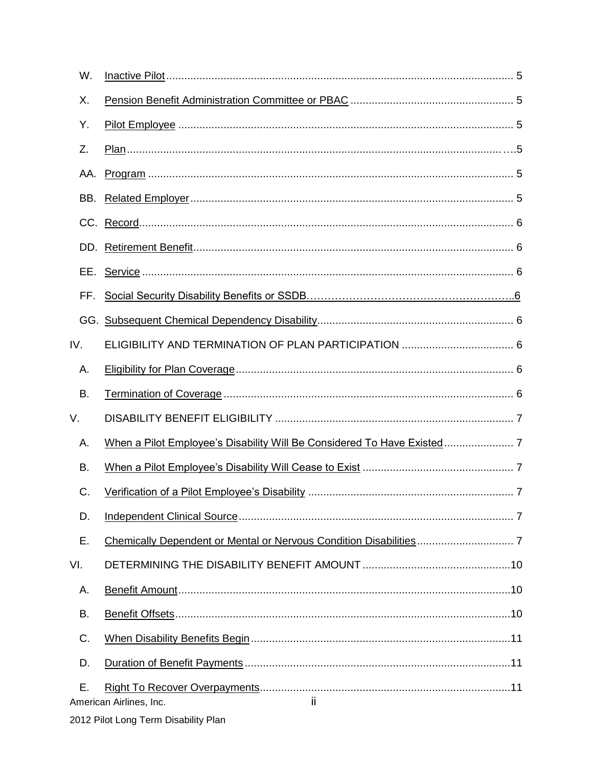W. Inactive Pilot ........................................................................................................... 5

X. Pension Benefit Administration Committee or PBAC ..................................................... 5

Y. Pilot Employee ............................................................................................................. 5

Z. Plan .............................................................................................................................. 5

AA. Program ....................................................................................................................... 5

BB. Related Employer ......................................................................................................... 5

CC. Record .......................................................................................................................... 6

DD. Retirement Benefit ........................................................................................................ 6

EE. Service ......................................................................................................................... 6

FF. Social Security Disability Benefits or SSDB ................................................................... 6

GG. Subsequent Chemical Dependency Disability ............................................................... 6

IV. ELIGIBILITY AND TERMINATION OF PLAN PARTICIPATION ..................................... 6

A. Eligibility for Plan Coverage .......................................................................................... 6

B. Termination of Coverage .............................................................................................. 6

V. DISABILITY BENEFIT ELIGIBILITY .............................................................................. 7

A. When a Pilot Employee's Disability Will Be Considered To Have Existed ...................... 7

B. When a Pilot Employee's Disability Will Cease to Exist ................................................. 7

C. Verification of a Pilot Employee's Disability .................................................................. 7

D. Independent Clinical Source ......................................................................................... 7

E. Chemically Dependent or Mental or Nervous Condition Disabilities ............................... 7

VI. DETERMINING THE DISABILITY BENEFIT AMOUNT ................................................ 10

A. Benefit Amount ........................................................................................................... 10

B. Benefit Offsets ............................................................................................................ 10

C. When Disability Benefits Begin ................................................................................... 11

D. Duration of Benefit Payments ..................................................................................... 11

E. Right To Recover Overpayments ................................................................................ 11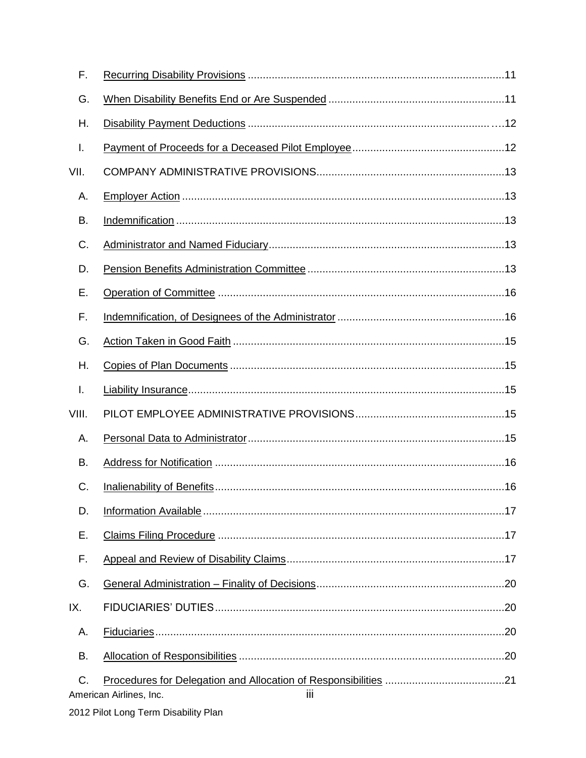F. Recurring Disability Provisions ..................................................................................... 11

G. When Disability Benefits End or Are Suspended .......................................................... 11

H. Disability Payment Deductions ................................................................................... .... 12

I. Payment of Proceeds for a Deceased Pilot Employee .................................................. 12

VII. COMPANY ADMINISTRATIVE PROVISIONS .............................................................. 13

A. Employer Action ........................................................................................................... 13

B. Indemnification ............................................................................................................. 13

C. Administrator and Named Fiduciary .............................................................................. 13

D. Pension Benefits Administration Committee ................................................................. 13

E. Operation of Committee ............................................................................................... 16

F. Indemnification, of Designees of the Administrator ....................................................... 16

G. Action Taken in Good Faith .......................................................................................... 15

H. Copies of Plan Documents ........................................................................................... 15

I. Liability Insurance ......................................................................................................... 15

VIII. PILOT EMPLOYEE ADMINISTRATIVE PROVISIONS .................................................. 15

A. Personal Data to Administrator ..................................................................................... 15

B. Address for Notification ................................................................................................ 16

C. Inalienability of Benefits ................................................................................................ 16

D. Information Available .................................................................................................... 17

E. Claims Filing Procedure ............................................................................................... 17

F. Appeal and Review of Disability Claims ........................................................................ 17

G. General Administration – Finality of Decisions .............................................................. 20

IX. FIDUCIARIES' DUTIES ................................................................................................ 20

A. Fiduciaries .................................................................................................................... 20

B. Allocation of Responsibilities ........................................................................................ 20

C. Procedures for Delegation and Allocation of Responsibilities ....................................... 21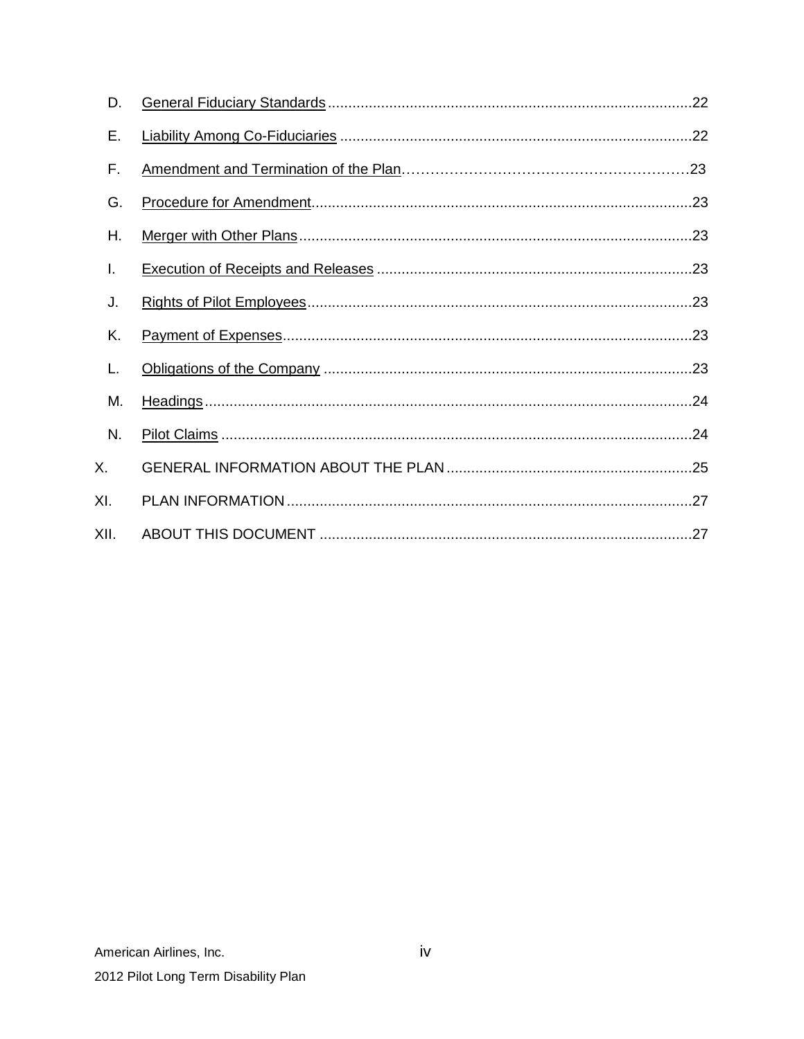D. General Fiduciary Standards........................................................................................22

E. Liability Among Co-Fiduciaries .....................................................................................22

F. Amendment and Termination of the Plan……………………………………………………23

G. Procedure for Amendment............................................................................................23

H. Merger with Other Plans...............................................................................................23

I. Execution of Receipts and Releases ............................................................................23

J. Rights of Pilot Employees.............................................................................................23

K. Payment of Expenses...................................................................................................23

L. Obligations of the Company .........................................................................................23

M. Headings......................................................................................................................24

N. Pilot Claims ..................................................................................................................24

X. GENERAL INFORMATION ABOUT THE PLAN ............................................................25

XI. PLAN INFORMATION ..................................................................................................27

XII. ABOUT THIS DOCUMENT ..........................................................................................27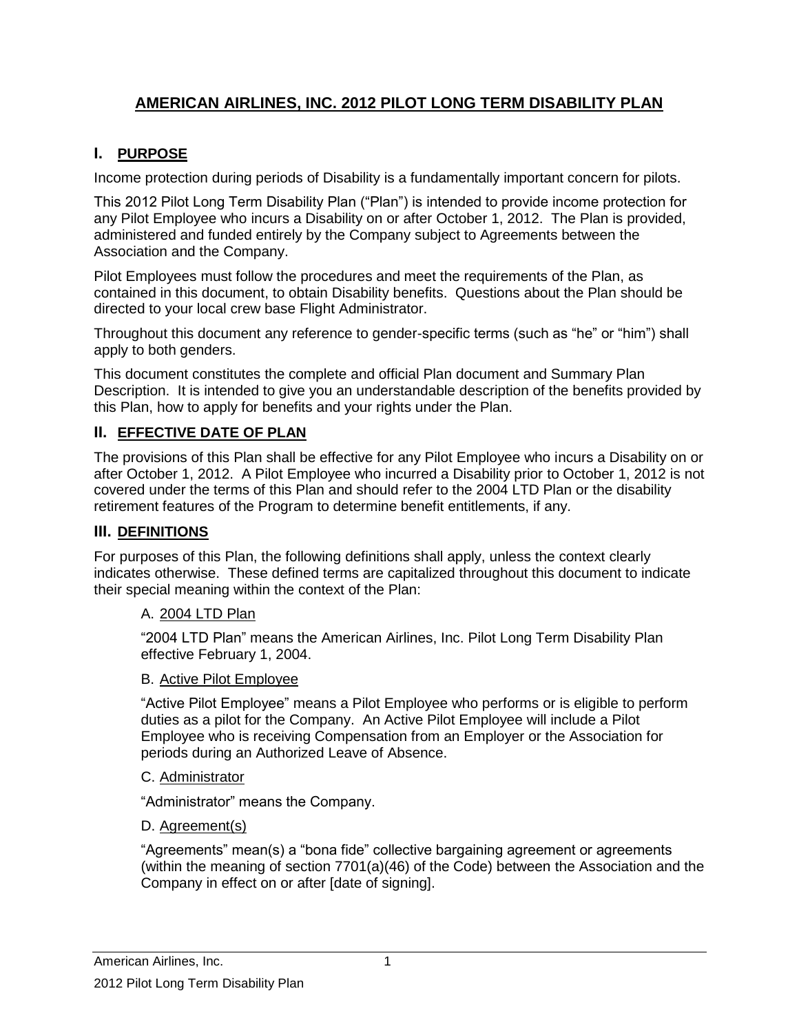# AMERICAN AIRLINES, INC. 2012 PILOT LONG TERM DISABILITY PLAN

## I. PURPOSE

Income protection during periods of Disability is a fundamentally important concern for pilots.

This 2012 Pilot Long Term Disability Plan ("Plan") is intended to provide income protection for any Pilot Employee who incurs a Disability on or after October 1, 2012. The Plan is provided, administered and funded entirely by the Company subject to Agreements between the Association and the Company.

Pilot Employees must follow the procedures and meet the requirements of the Plan, as contained in this document, to obtain Disability benefits. Questions about the Plan should be directed to your local crew base Flight Administrator.

Throughout this document any reference to gender-specific terms (such as "he" or "him") shall apply to both genders.

This document constitutes the complete and official Plan document and Summary Plan Description. It is intended to give you an understandable description of the benefits provided by this Plan, how to apply for benefits and your rights under the Plan.

## II. EFFECTIVE DATE OF PLAN

The provisions of this Plan shall be effective for any Pilot Employee who incurs a Disability on or after October 1, 2012. A Pilot Employee who incurred a Disability prior to October 1, 2012 is not covered under the terms of this Plan and should refer to the 2004 LTD Plan or the disability retirement features of the Program to determine benefit entitlements, if any.

## III. DEFINITIONS

For purposes of this Plan, the following definitions shall apply, unless the context clearly indicates otherwise. These defined terms are capitalized throughout this document to indicate their special meaning within the context of the Plan:

A. 2004 LTD Plan

"2004 LTD Plan" means the American Airlines, Inc. Pilot Long Term Disability Plan effective February 1, 2004.

B. Active Pilot Employee

"Active Pilot Employee" means a Pilot Employee who performs or is eligible to perform duties as a pilot for the Company. An Active Pilot Employee will include a Pilot Employee who is receiving Compensation from an Employer or the Association for periods during an Authorized Leave of Absence.

C. Administrator

"Administrator" means the Company.

D. Agreement(s)

"Agreements" mean(s) a "bona fide" collective bargaining agreement or agreements (within the meaning of section 7701(a)(46) of the Code) between the Association and the Company in effect on or after [date of signing].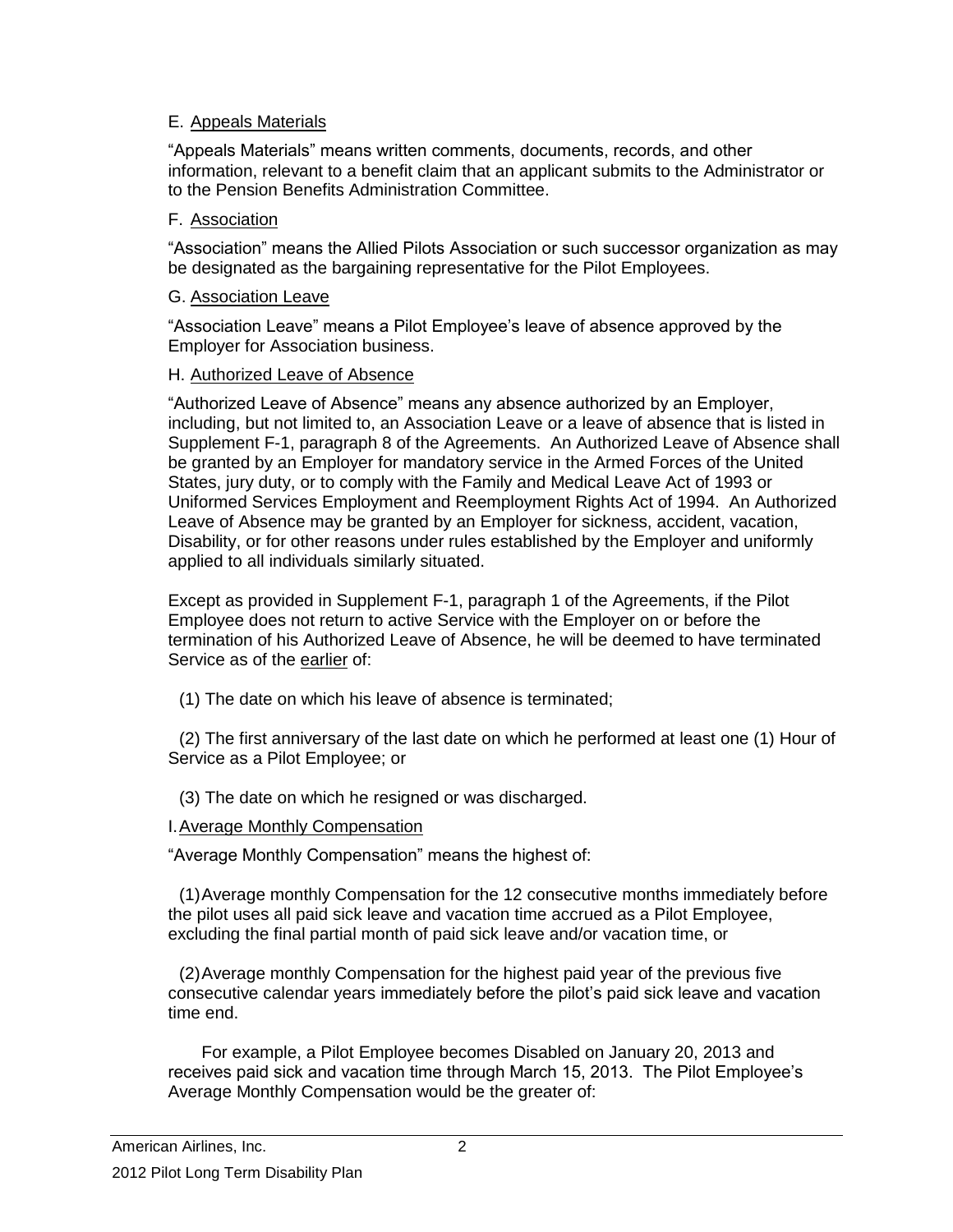E. <u>Appeals Materials</u>

"Appeals Materials" means written comments, documents, records, and other information, relevant to a benefit claim that an applicant submits to the Administrator or to the Pension Benefits Administration Committee.

F. <u>Association</u>

"Association" means the Allied Pilots Association or such successor organization as may be designated as the bargaining representative for the Pilot Employees.

G. <u>Association Leave</u>

"Association Leave" means a Pilot Employee's leave of absence approved by the Employer for Association business.

H. <u>Authorized Leave of Absence</u>

"Authorized Leave of Absence" means any absence authorized by an Employer, including, but not limited to, an Association Leave or a leave of absence that is listed in Supplement F-1, paragraph 8 of the Agreements. An Authorized Leave of Absence shall be granted by an Employer for mandatory service in the Armed Forces of the United States, jury duty, or to comply with the Family and Medical Leave Act of 1993 or Uniformed Services Employment and Reemployment Rights Act of 1994. An Authorized Leave of Absence may be granted by an Employer for sickness, accident, vacation, Disability, or for other reasons under rules established by the Employer and uniformly applied to all individuals similarly situated.

Except as provided in Supplement F-1, paragraph 1 of the Agreements, if the Pilot Employee does not return to active Service with the Employer on or before the termination of his Authorized Leave of Absence, he will be deemed to have terminated Service as of the <u>earlier</u> of:

(1) The date on which his leave of absence is terminated;

(2) The first anniversary of the last date on which he performed at least one (1) Hour of Service as a Pilot Employee; or

(3) The date on which he resigned or was discharged.

I. <u>Average Monthly Compensation</u>

"Average Monthly Compensation" means the highest of:

(1) Average monthly Compensation for the 12 consecutive months immediately before the pilot uses all paid sick leave and vacation time accrued as a Pilot Employee, excluding the final partial month of paid sick leave and/or vacation time, or

(2) Average monthly Compensation for the highest paid year of the previous five consecutive calendar years immediately before the pilot's paid sick leave and vacation time end.

For example, a Pilot Employee becomes Disabled on January 20, 2013 and receives paid sick and vacation time through March 15, 2013. The Pilot Employee's Average Monthly Compensation would be the greater of: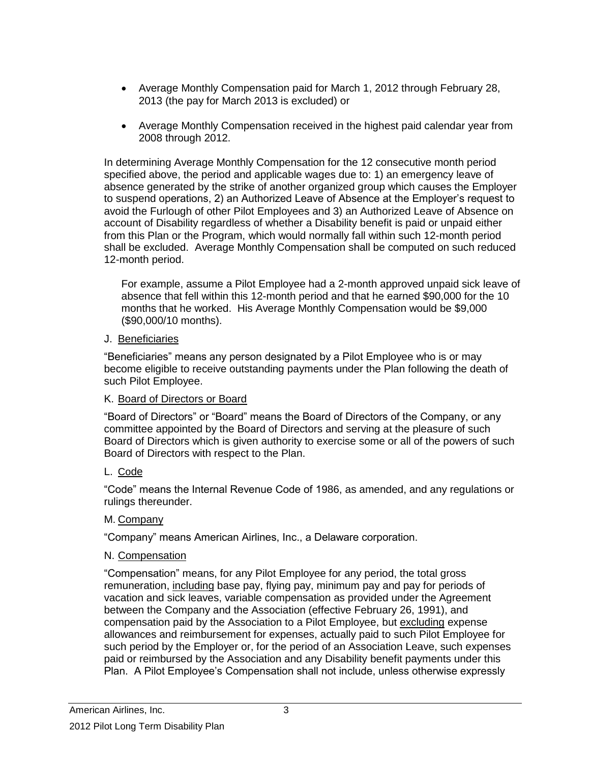- Average Monthly Compensation paid for March 1, 2012 through February 28, 2013 (the pay for March 2013 is excluded) or
- Average Monthly Compensation received in the highest paid calendar year from 2008 through 2012.

In determining Average Monthly Compensation for the 12 consecutive month period specified above, the period and applicable wages due to: 1) an emergency leave of absence generated by the strike of another organized group which causes the Employer to suspend operations, 2) an Authorized Leave of Absence at the Employer's request to avoid the Furlough of other Pilot Employees and 3) an Authorized Leave of Absence on account of Disability regardless of whether a Disability benefit is paid or unpaid either from this Plan or the Program, which would normally fall within such 12-month period shall be excluded. Average Monthly Compensation shall be computed on such reduced 12-month period.

> For example, assume a Pilot Employee had a 2-month approved unpaid sick leave of absence that fell within this 12-month period and that he earned $90,000 for the 10 months that he worked. His Average Monthly Compensation would be $9,000 ($90,000/10 months).

J. Beneficiaries

"Beneficiaries" means any person designated by a Pilot Employee who is or may become eligible to receive outstanding payments under the Plan following the death of such Pilot Employee.

K. Board of Directors or Board

"Board of Directors" or "Board" means the Board of Directors of the Company, or any committee appointed by the Board of Directors and serving at the pleasure of such Board of Directors which is given authority to exercise some or all of the powers of such Board of Directors with respect to the Plan.

L. Code

"Code" means the Internal Revenue Code of 1986, as amended, and any regulations or rulings thereunder.

M. Company

"Company" means American Airlines, Inc., a Delaware corporation.

N. Compensation

"Compensation" means, for any Pilot Employee for any period, the total gross remuneration, including base pay, flying pay, minimum pay and pay for periods of vacation and sick leaves, variable compensation as provided under the Agreement between the Company and the Association (effective February 26, 1991), and compensation paid by the Association to a Pilot Employee, but excluding expense allowances and reimbursement for expenses, actually paid to such Pilot Employee for such period by the Employer or, for the period of an Association Leave, such expenses paid or reimbursed by the Association and any Disability benefit payments under this Plan. A Pilot Employee's Compensation shall not include, unless otherwise expressly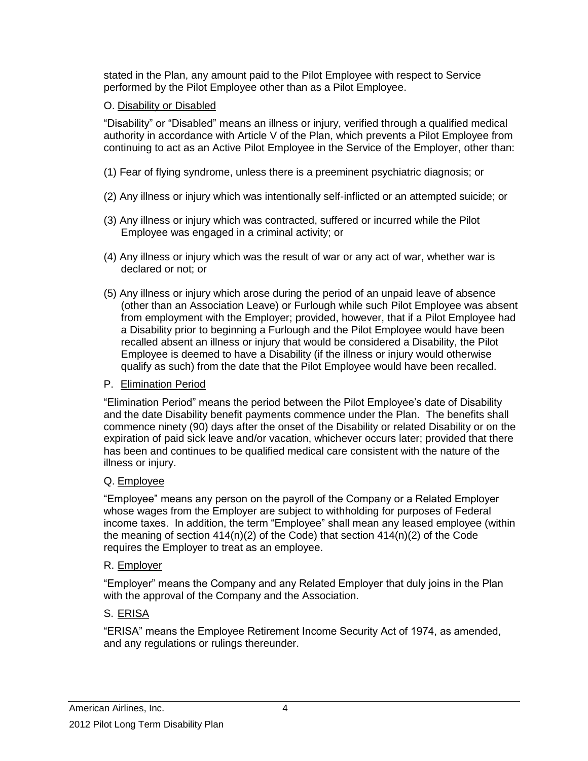stated in the Plan, any amount paid to the Pilot Employee with respect to Service performed by the Pilot Employee other than as a Pilot Employee.

O. Disability or Disabled

"Disability" or "Disabled" means an illness or injury, verified through a qualified medical authority in accordance with Article V of the Plan, which prevents a Pilot Employee from continuing to act as an Active Pilot Employee in the Service of the Employer, other than:

(1) Fear of flying syndrome, unless there is a preeminent psychiatric diagnosis; or

(2) Any illness or injury which was intentionally self-inflicted or an attempted suicide; or

(3) Any illness or injury which was contracted, suffered or incurred while the Pilot Employee was engaged in a criminal activity; or

(4) Any illness or injury which was the result of war or any act of war, whether war is declared or not; or

(5) Any illness or injury which arose during the period of an unpaid leave of absence (other than an Association Leave) or Furlough while such Pilot Employee was absent from employment with the Employer; provided, however, that if a Pilot Employee had a Disability prior to beginning a Furlough and the Pilot Employee would have been recalled absent an illness or injury that would be considered a Disability, the Pilot Employee is deemed to have a Disability (if the illness or injury would otherwise qualify as such) from the date that the Pilot Employee would have been recalled.

P. Elimination Period

"Elimination Period" means the period between the Pilot Employee's date of Disability and the date Disability benefit payments commence under the Plan. The benefits shall commence ninety (90) days after the onset of the Disability or related Disability or on the expiration of paid sick leave and/or vacation, whichever occurs later; provided that there has been and continues to be qualified medical care consistent with the nature of the illness or injury.

Q. Employee

"Employee" means any person on the payroll of the Company or a Related Employer whose wages from the Employer are subject to withholding for purposes of Federal income taxes. In addition, the term "Employee" shall mean any leased employee (within the meaning of section 414(n)(2) of the Code) that section 414(n)(2) of the Code requires the Employer to treat as an employee.

R. Employer

"Employer" means the Company and any Related Employer that duly joins in the Plan with the approval of the Company and the Association.

S. ERISA

"ERISA" means the Employee Retirement Income Security Act of 1974, as amended, and any regulations or rulings thereunder.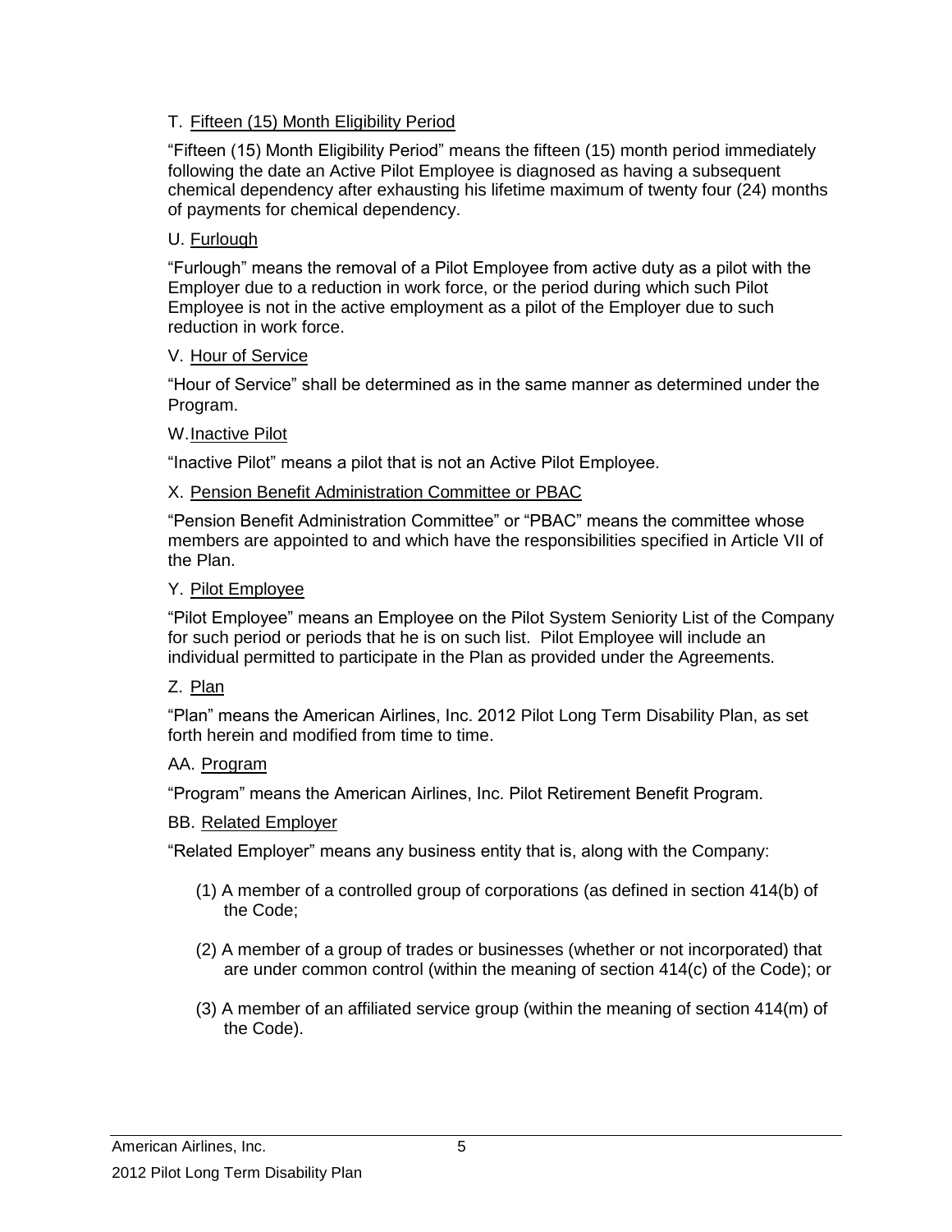T. Fifteen (15) Month Eligibility Period

"Fifteen (15) Month Eligibility Period" means the fifteen (15) month period immediately following the date an Active Pilot Employee is diagnosed as having a subsequent chemical dependency after exhausting his lifetime maximum of twenty four (24) months of payments for chemical dependency.

U. Furlough

"Furlough" means the removal of a Pilot Employee from active duty as a pilot with the Employer due to a reduction in work force, or the period during which such Pilot Employee is not in the active employment as a pilot of the Employer due to such reduction in work force.

V. Hour of Service

"Hour of Service" shall be determined as in the same manner as determined under the Program.

W. Inactive Pilot

"Inactive Pilot" means a pilot that is not an Active Pilot Employee.

X. Pension Benefit Administration Committee or PBAC

"Pension Benefit Administration Committee" or "PBAC" means the committee whose members are appointed to and which have the responsibilities specified in Article VII of the Plan.

Y. Pilot Employee

"Pilot Employee" means an Employee on the Pilot System Seniority List of the Company for such period or periods that he is on such list. Pilot Employee will include an individual permitted to participate in the Plan as provided under the Agreements.

Z. Plan

"Plan" means the American Airlines, Inc. 2012 Pilot Long Term Disability Plan, as set forth herein and modified from time to time.

AA. Program

"Program" means the American Airlines, Inc. Pilot Retirement Benefit Program.

BB. Related Employer

"Related Employer" means any business entity that is, along with the Company:

(1) A member of a controlled group of corporations (as defined in section 414(b) of the Code;

(2) A member of a group of trades or businesses (whether or not incorporated) that are under common control (within the meaning of section 414(c) of the Code); or

(3) A member of an affiliated service group (within the meaning of section 414(m) of the Code).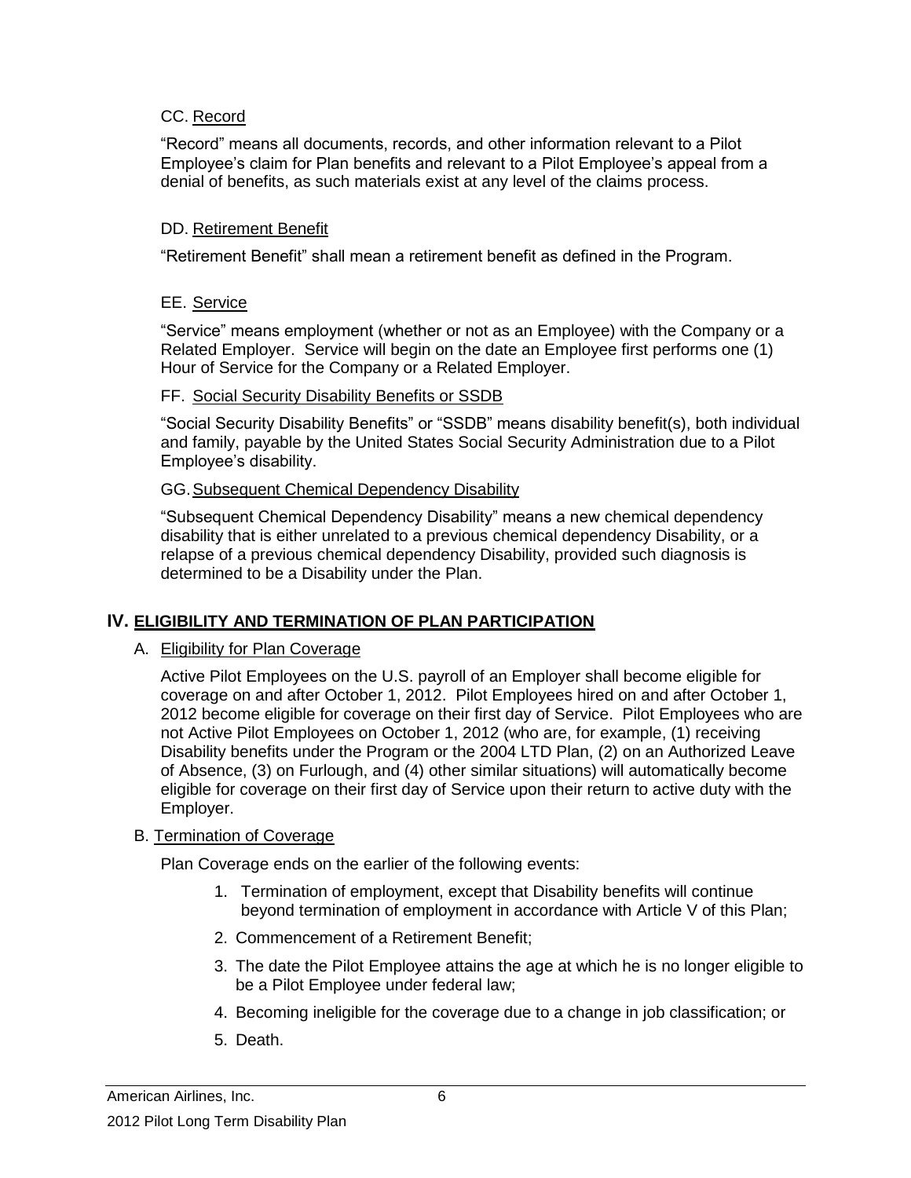### CC. Record

"Record" means all documents, records, and other information relevant to a Pilot Employee's claim for Plan benefits and relevant to a Pilot Employee's appeal from a denial of benefits, as such materials exist at any level of the claims process.

### DD. Retirement Benefit

"Retirement Benefit" shall mean a retirement benefit as defined in the Program.

### EE. Service

"Service" means employment (whether or not as an Employee) with the Company or a Related Employer. Service will begin on the date an Employee first performs one (1) Hour of Service for the Company or a Related Employer.

### FF. Social Security Disability Benefits or SSDB

"Social Security Disability Benefits" or "SSDB" means disability benefit(s), both individual and family, payable by the United States Social Security Administration due to a Pilot Employee's disability.

### GG. Subsequent Chemical Dependency Disability

"Subsequent Chemical Dependency Disability" means a new chemical dependency disability that is either unrelated to a previous chemical dependency Disability, or a relapse of a previous chemical dependency Disability, provided such diagnosis is determined to be a Disability under the Plan.

## IV. ELIGIBILITY AND TERMINATION OF PLAN PARTICIPATION

### A. Eligibility for Plan Coverage

Active Pilot Employees on the U.S. payroll of an Employer shall become eligible for coverage on and after October 1, 2012. Pilot Employees hired on and after October 1, 2012 become eligible for coverage on their first day of Service. Pilot Employees who are not Active Pilot Employees on October 1, 2012 (who are, for example, (1) receiving Disability benefits under the Program or the 2004 LTD Plan, (2) on an Authorized Leave of Absence, (3) on Furlough, and (4) other similar situations) will automatically become eligible for coverage on their first day of Service upon their return to active duty with the Employer.

### B. Termination of Coverage

Plan Coverage ends on the earlier of the following events:

1. Termination of employment, except that Disability benefits will continue beyond termination of employment in accordance with Article V of this Plan;
2. Commencement of a Retirement Benefit;
3. The date the Pilot Employee attains the age at which he is no longer eligible to be a Pilot Employee under federal law;
4. Becoming ineligible for the coverage due to a change in job classification; or
5. Death.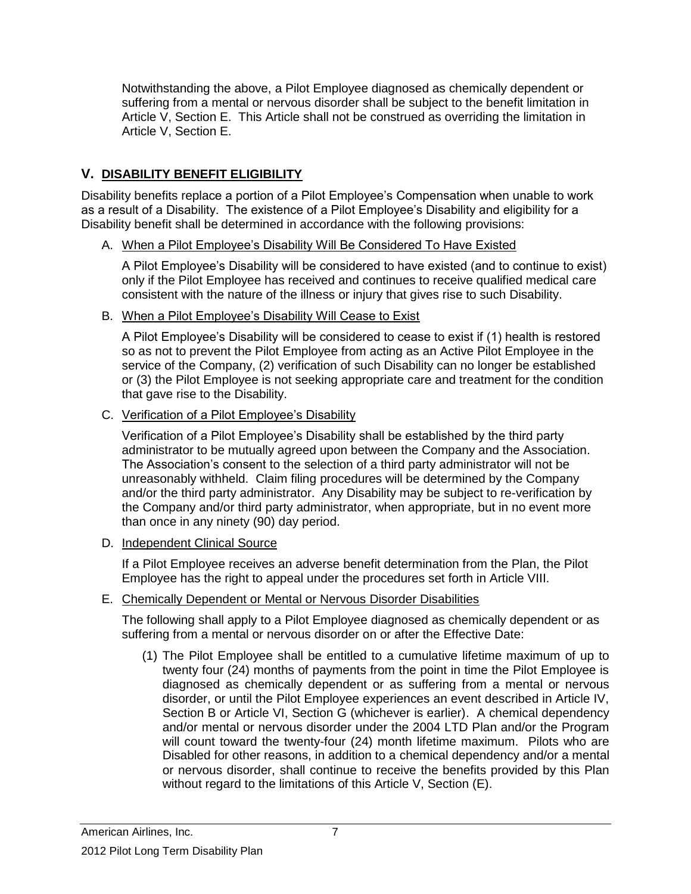Notwithstanding the above, a Pilot Employee diagnosed as chemically dependent or suffering from a mental or nervous disorder shall be subject to the benefit limitation in Article V, Section E. This Article shall not be construed as overriding the limitation in Article V, Section E.

## V. DISABILITY BENEFIT ELIGIBILITY

Disability benefits replace a portion of a Pilot Employee's Compensation when unable to work as a result of a Disability. The existence of a Pilot Employee's Disability and eligibility for a Disability benefit shall be determined in accordance with the following provisions:

### A. When a Pilot Employee's Disability Will Be Considered To Have Existed

A Pilot Employee's Disability will be considered to have existed (and to continue to exist) only if the Pilot Employee has received and continues to receive qualified medical care consistent with the nature of the illness or injury that gives rise to such Disability.

### B. When a Pilot Employee's Disability Will Cease to Exist

A Pilot Employee's Disability will be considered to cease to exist if (1) health is restored so as not to prevent the Pilot Employee from acting as an Active Pilot Employee in the service of the Company, (2) verification of such Disability can no longer be established or (3) the Pilot Employee is not seeking appropriate care and treatment for the condition that gave rise to the Disability.

### C. Verification of a Pilot Employee's Disability

Verification of a Pilot Employee's Disability shall be established by the third party administrator to be mutually agreed upon between the Company and the Association. The Association's consent to the selection of a third party administrator will not be unreasonably withheld. Claim filing procedures will be determined by the Company and/or the third party administrator. Any Disability may be subject to re-verification by the Company and/or third party administrator, when appropriate, but in no event more than once in any ninety (90) day period.

### D. Independent Clinical Source

If a Pilot Employee receives an adverse benefit determination from the Plan, the Pilot Employee has the right to appeal under the procedures set forth in Article VIII.

### E. Chemically Dependent or Mental or Nervous Disorder Disabilities

The following shall apply to a Pilot Employee diagnosed as chemically dependent or as suffering from a mental or nervous disorder on or after the Effective Date:

(1) The Pilot Employee shall be entitled to a cumulative lifetime maximum of up to twenty four (24) months of payments from the point in time the Pilot Employee is diagnosed as chemically dependent or as suffering from a mental or nervous disorder, or until the Pilot Employee experiences an event described in Article IV, Section B or Article VI, Section G (whichever is earlier). A chemical dependency and/or mental or nervous disorder under the 2004 LTD Plan and/or the Program will count toward the twenty-four (24) month lifetime maximum. Pilots who are Disabled for other reasons, in addition to a chemical dependency and/or a mental or nervous disorder, shall continue to receive the benefits provided by this Plan without regard to the limitations of this Article V, Section (E).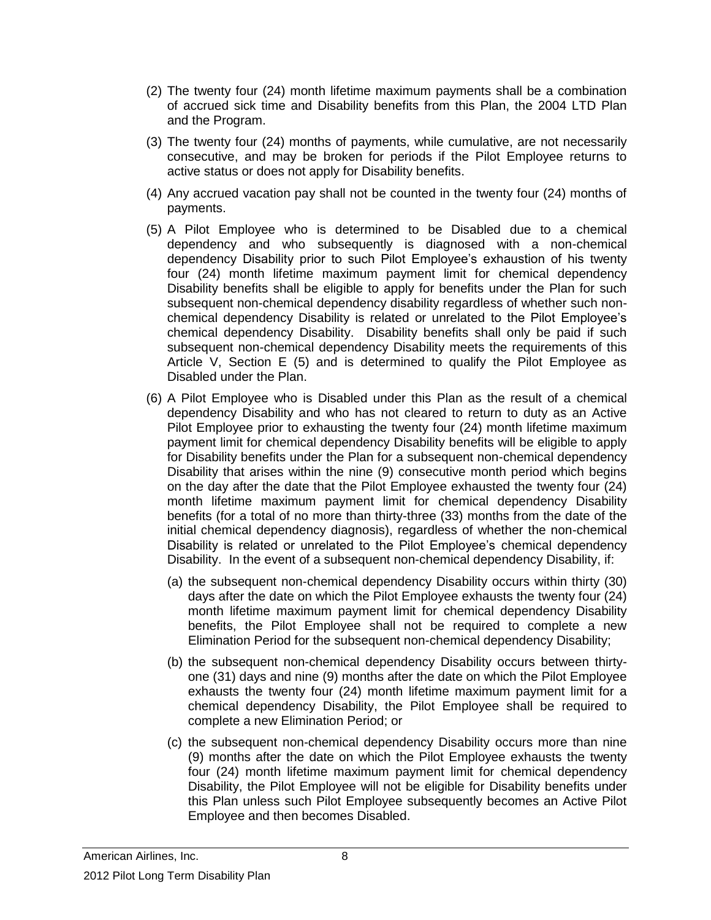(2) The twenty four (24) month lifetime maximum payments shall be a combination of accrued sick time and Disability benefits from this Plan, the 2004 LTD Plan and the Program.

(3) The twenty four (24) months of payments, while cumulative, are not necessarily consecutive, and may be broken for periods if the Pilot Employee returns to active status or does not apply for Disability benefits.

(4) Any accrued vacation pay shall not be counted in the twenty four (24) months of payments.

(5) A Pilot Employee who is determined to be Disabled due to a chemical dependency and who subsequently is diagnosed with a non-chemical dependency Disability prior to such Pilot Employee's exhaustion of his twenty four (24) month lifetime maximum payment limit for chemical dependency Disability benefits shall be eligible to apply for benefits under the Plan for such subsequent non-chemical dependency disability regardless of whether such non-chemical dependency Disability is related or unrelated to the Pilot Employee's chemical dependency Disability. Disability benefits shall only be paid if such subsequent non-chemical dependency Disability meets the requirements of this Article V, Section E (5) and is determined to qualify the Pilot Employee as Disabled under the Plan.

(6) A Pilot Employee who is Disabled under this Plan as the result of a chemical dependency Disability and who has not cleared to return to duty as an Active Pilot Employee prior to exhausting the twenty four (24) month lifetime maximum payment limit for chemical dependency Disability benefits will be eligible to apply for Disability benefits under the Plan for a subsequent non-chemical dependency Disability that arises within the nine (9) consecutive month period which begins on the day after the date that the Pilot Employee exhausted the twenty four (24) month lifetime maximum payment limit for chemical dependency Disability benefits (for a total of no more than thirty-three (33) months from the date of the initial chemical dependency diagnosis), regardless of whether the non-chemical Disability is related or unrelated to the Pilot Employee's chemical dependency Disability. In the event of a subsequent non-chemical dependency Disability, if:

   (a) the subsequent non-chemical dependency Disability occurs within thirty (30) days after the date on which the Pilot Employee exhausts the twenty four (24) month lifetime maximum payment limit for chemical dependency Disability benefits, the Pilot Employee shall not be required to complete a new Elimination Period for the subsequent non-chemical dependency Disability;

   (b) the subsequent non-chemical dependency Disability occurs between thirty-one (31) days and nine (9) months after the date on which the Pilot Employee exhausts the twenty four (24) month lifetime maximum payment limit for a chemical dependency Disability, the Pilot Employee shall be required to complete a new Elimination Period; or

   (c) the subsequent non-chemical dependency Disability occurs more than nine (9) months after the date on which the Pilot Employee exhausts the twenty four (24) month lifetime maximum payment limit for chemical dependency Disability, the Pilot Employee will not be eligible for Disability benefits under this Plan unless such Pilot Employee subsequently becomes an Active Pilot Employee and then becomes Disabled.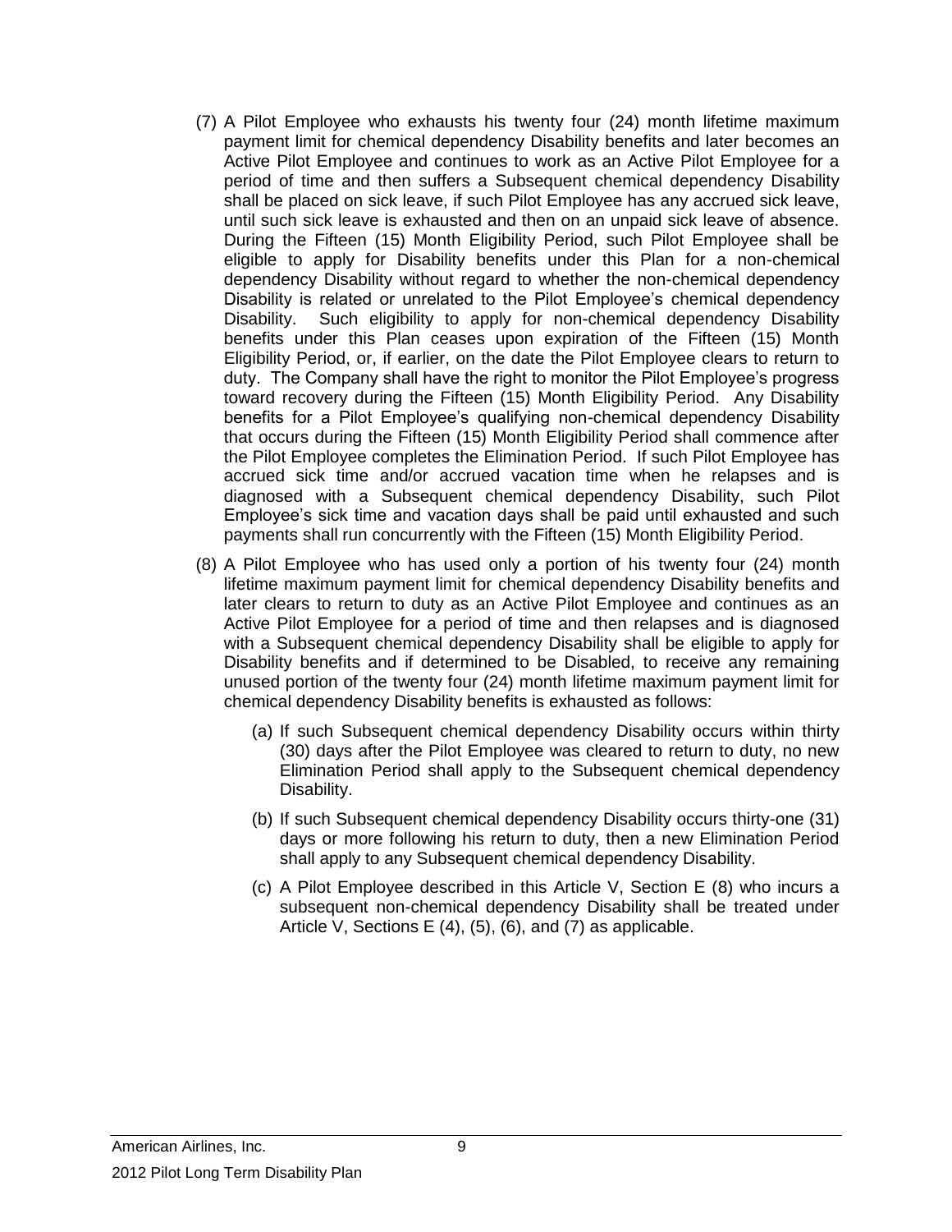(7) A Pilot Employee who exhausts his twenty four (24) month lifetime maximum payment limit for chemical dependency Disability benefits and later becomes an Active Pilot Employee and continues to work as an Active Pilot Employee for a period of time and then suffers a Subsequent chemical dependency Disability shall be placed on sick leave, if such Pilot Employee has any accrued sick leave, until such sick leave is exhausted and then on an unpaid sick leave of absence. During the Fifteen (15) Month Eligibility Period, such Pilot Employee shall be eligible to apply for Disability benefits under this Plan for a non-chemical dependency Disability without regard to whether the non-chemical dependency Disability is related or unrelated to the Pilot Employee's chemical dependency Disability. Such eligibility to apply for non-chemical dependency Disability benefits under this Plan ceases upon expiration of the Fifteen (15) Month Eligibility Period, or, if earlier, on the date the Pilot Employee clears to return to duty. The Company shall have the right to monitor the Pilot Employee's progress toward recovery during the Fifteen (15) Month Eligibility Period. Any Disability benefits for a Pilot Employee's qualifying non-chemical dependency Disability that occurs during the Fifteen (15) Month Eligibility Period shall commence after the Pilot Employee completes the Elimination Period. If such Pilot Employee has accrued sick time and/or accrued vacation time when he relapses and is diagnosed with a Subsequent chemical dependency Disability, such Pilot Employee's sick time and vacation days shall be paid until exhausted and such payments shall run concurrently with the Fifteen (15) Month Eligibility Period.

(8) A Pilot Employee who has used only a portion of his twenty four (24) month lifetime maximum payment limit for chemical dependency Disability benefits and later clears to return to duty as an Active Pilot Employee and continues as an Active Pilot Employee for a period of time and then relapses and is diagnosed with a Subsequent chemical dependency Disability shall be eligible to apply for Disability benefits and if determined to be Disabled, to receive any remaining unused portion of the twenty four (24) month lifetime maximum payment limit for chemical dependency Disability benefits is exhausted as follows:

  (a) If such Subsequent chemical dependency Disability occurs within thirty (30) days after the Pilot Employee was cleared to return to duty, no new Elimination Period shall apply to the Subsequent chemical dependency Disability.

  (b) If such Subsequent chemical dependency Disability occurs thirty-one (31) days or more following his return to duty, then a new Elimination Period shall apply to any Subsequent chemical dependency Disability.

  (c) A Pilot Employee described in this Article V, Section E (8) who incurs a subsequent non-chemical dependency Disability shall be treated under Article V, Sections E (4), (5), (6), and (7) as applicable.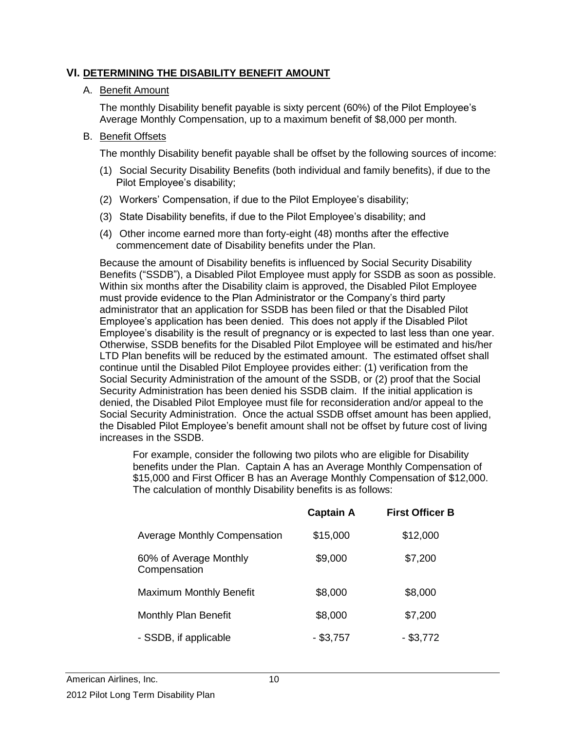## VI. DETERMINING THE DISABILITY BENEFIT AMOUNT

### A. Benefit Amount

The monthly Disability benefit payable is sixty percent (60%) of the Pilot Employee's Average Monthly Compensation, up to a maximum benefit of $8,000 per month.

### B. Benefit Offsets

The monthly Disability benefit payable shall be offset by the following sources of income:

(1) Social Security Disability Benefits (both individual and family benefits), if due to the Pilot Employee's disability;

(2) Workers' Compensation, if due to the Pilot Employee's disability;

(3) State Disability benefits, if due to the Pilot Employee's disability; and

(4) Other income earned more than forty-eight (48) months after the effective commencement date of Disability benefits under the Plan.

Because the amount of Disability benefits is influenced by Social Security Disability Benefits ("SSDB"), a Disabled Pilot Employee must apply for SSDB as soon as possible. Within six months after the Disability claim is approved, the Disabled Pilot Employee must provide evidence to the Plan Administrator or the Company's third party administrator that an application for SSDB has been filed or that the Disabled Pilot Employee's application has been denied. This does not apply if the Disabled Pilot Employee's disability is the result of pregnancy or is expected to last less than one year. Otherwise, SSDB benefits for the Disabled Pilot Employee will be estimated and his/her LTD Plan benefits will be reduced by the estimated amount. The estimated offset shall continue until the Disabled Pilot Employee provides either: (1) verification from the Social Security Administration of the amount of the SSDB, or (2) proof that the Social Security Administration has been denied his SSDB claim. If the initial application is denied, the Disabled Pilot Employee must file for reconsideration and/or appeal to the Social Security Administration. Once the actual SSDB offset amount has been applied, the Disabled Pilot Employee's benefit amount shall not be offset by future cost of living increases in the SSDB.

For example, consider the following two pilots who are eligible for Disability benefits under the Plan. Captain A has an Average Monthly Compensation of $15,000 and First Officer B has an Average Monthly Compensation of $12,000. The calculation of monthly Disability benefits is as follows:

| | Captain A | First Officer B |
|---|---|---|
| Average Monthly Compensation | $15,000 | $12,000 |
| 60% of Average Monthly Compensation | $9,000 | $7,200 |
| Maximum Monthly Benefit | $8,000 | $8,000 |
| Monthly Plan Benefit | $8,000 | $7,200 |
| - SSDB, if applicable | - $3,757 | - $3,772 |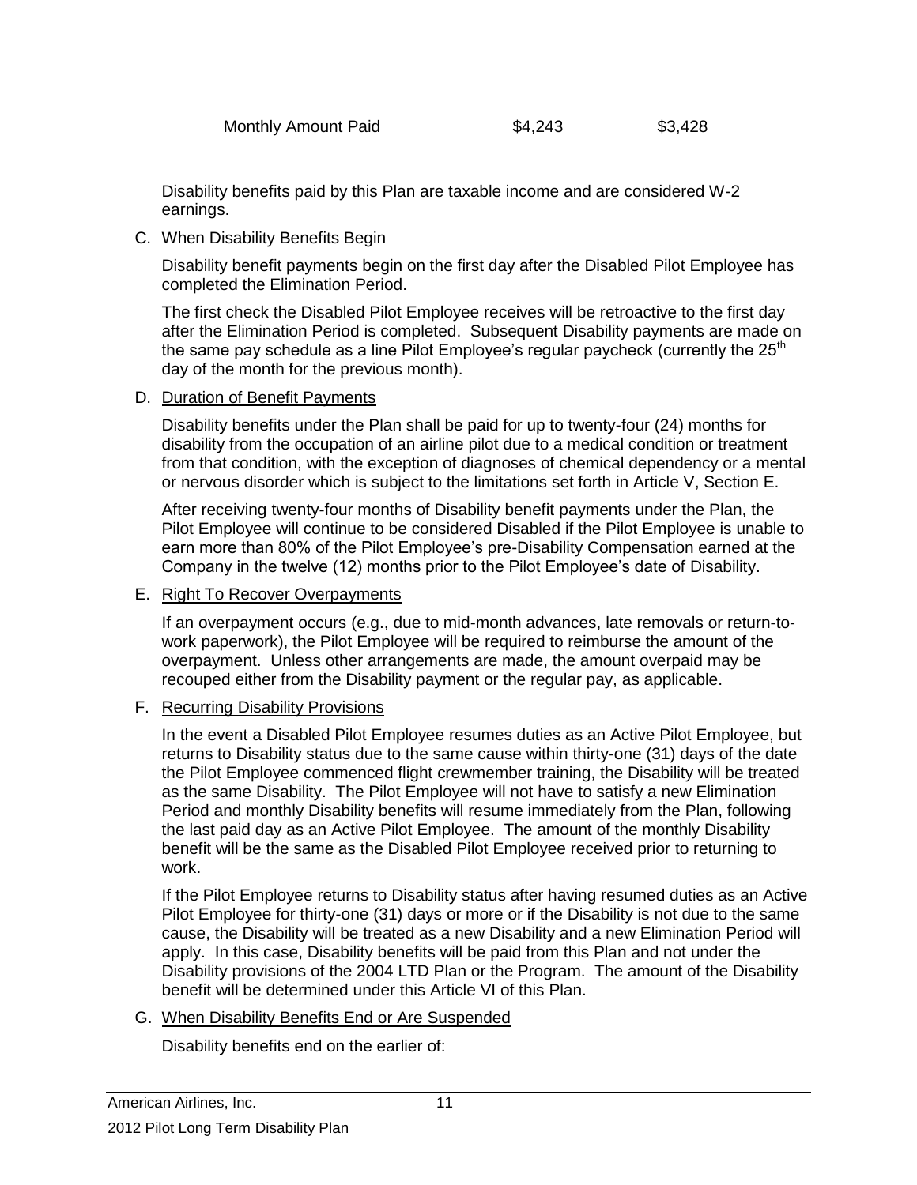| Monthly Amount Paid | $4,243 | $3,428 |
| --- | --- | --- |

Disability benefits paid by this Plan are taxable income and are considered W-2 earnings.

C. When Disability Benefits Begin

Disability benefit payments begin on the first day after the Disabled Pilot Employee has completed the Elimination Period.

The first check the Disabled Pilot Employee receives will be retroactive to the first day after the Elimination Period is completed. Subsequent Disability payments are made on the same pay schedule as a line Pilot Employee's regular paycheck (currently the 25th day of the month for the previous month).

D. Duration of Benefit Payments

Disability benefits under the Plan shall be paid for up to twenty-four (24) months for disability from the occupation of an airline pilot due to a medical condition or treatment from that condition, with the exception of diagnoses of chemical dependency or a mental or nervous disorder which is subject to the limitations set forth in Article V, Section E.

After receiving twenty-four months of Disability benefit payments under the Plan, the Pilot Employee will continue to be considered Disabled if the Pilot Employee is unable to earn more than 80% of the Pilot Employee's pre-Disability Compensation earned at the Company in the twelve (12) months prior to the Pilot Employee's date of Disability.

E. Right To Recover Overpayments

If an overpayment occurs (e.g., due to mid-month advances, late removals or return-to-work paperwork), the Pilot Employee will be required to reimburse the amount of the overpayment. Unless other arrangements are made, the amount overpaid may be recouped either from the Disability payment or the regular pay, as applicable.

F. Recurring Disability Provisions

In the event a Disabled Pilot Employee resumes duties as an Active Pilot Employee, but returns to Disability status due to the same cause within thirty-one (31) days of the date the Pilot Employee commenced flight crewmember training, the Disability will be treated as the same Disability. The Pilot Employee will not have to satisfy a new Elimination Period and monthly Disability benefits will resume immediately from the Plan, following the last paid day as an Active Pilot Employee. The amount of the monthly Disability benefit will be the same as the Disabled Pilot Employee received prior to returning to work.

If the Pilot Employee returns to Disability status after having resumed duties as an Active Pilot Employee for thirty-one (31) days or more or if the Disability is not due to the same cause, the Disability will be treated as a new Disability and a new Elimination Period will apply. In this case, Disability benefits will be paid from this Plan and not under the Disability provisions of the 2004 LTD Plan or the Program. The amount of the Disability benefit will be determined under this Article VI of this Plan.

G. When Disability Benefits End or Are Suspended

Disability benefits end on the earlier of: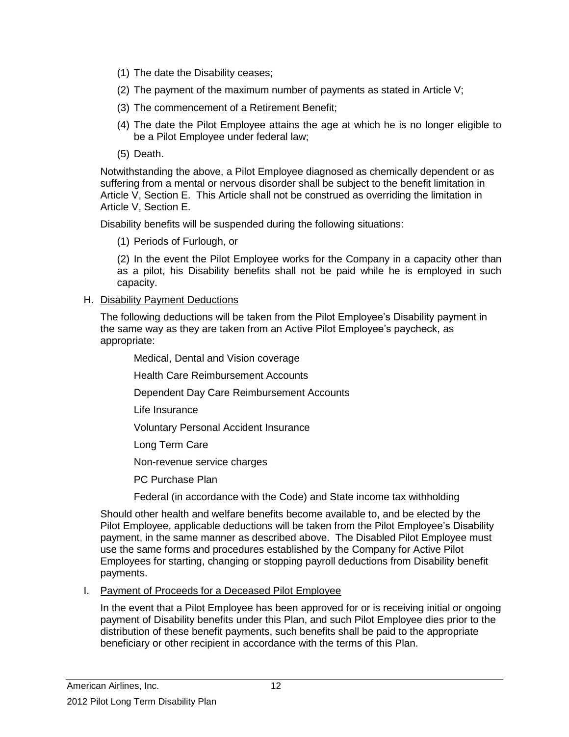(1) The date the Disability ceases;

(2) The payment of the maximum number of payments as stated in Article V;

(3) The commencement of a Retirement Benefit;

(4) The date the Pilot Employee attains the age at which he is no longer eligible to be a Pilot Employee under federal law;

(5) Death.

Notwithstanding the above, a Pilot Employee diagnosed as chemically dependent or as suffering from a mental or nervous disorder shall be subject to the benefit limitation in Article V, Section E. This Article shall not be construed as overriding the limitation in Article V, Section E.

Disability benefits will be suspended during the following situations:

(1) Periods of Furlough, or

(2) In the event the Pilot Employee works for the Company in a capacity other than as a pilot, his Disability benefits shall not be paid while he is employed in such capacity.

H. Disability Payment Deductions

The following deductions will be taken from the Pilot Employee's Disability payment in the same way as they are taken from an Active Pilot Employee's paycheck, as appropriate:

Medical, Dental and Vision coverage

Health Care Reimbursement Accounts

Dependent Day Care Reimbursement Accounts

Life Insurance

Voluntary Personal Accident Insurance

Long Term Care

Non-revenue service charges

PC Purchase Plan

Federal (in accordance with the Code) and State income tax withholding

Should other health and welfare benefits become available to, and be elected by the Pilot Employee, applicable deductions will be taken from the Pilot Employee's Disability payment, in the same manner as described above. The Disabled Pilot Employee must use the same forms and procedures established by the Company for Active Pilot Employees for starting, changing or stopping payroll deductions from Disability benefit payments.

I. Payment of Proceeds for a Deceased Pilot Employee

In the event that a Pilot Employee has been approved for or is receiving initial or ongoing payment of Disability benefits under this Plan, and such Pilot Employee dies prior to the distribution of these benefit payments, such benefits shall be paid to the appropriate beneficiary or other recipient in accordance with the terms of this Plan.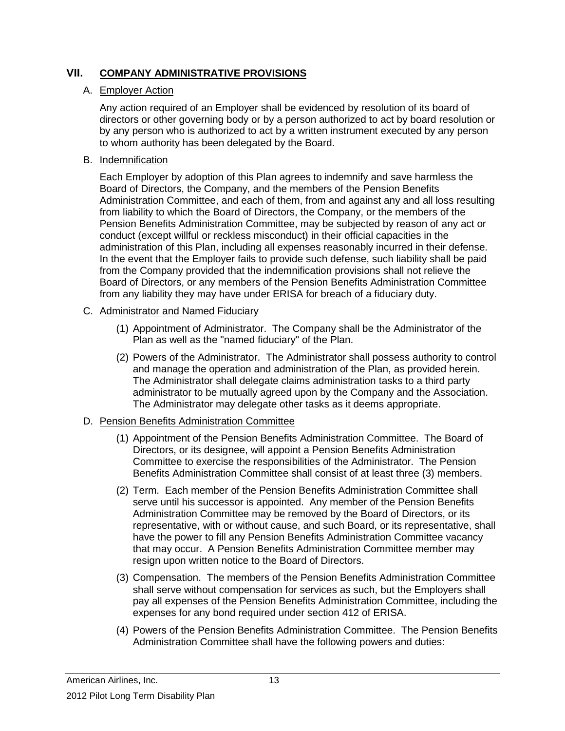## VII. COMPANY ADMINISTRATIVE PROVISIONS

A. Employer Action

Any action required of an Employer shall be evidenced by resolution of its board of directors or other governing body or by a person authorized to act by board resolution or by any person who is authorized to act by a written instrument executed by any person to whom authority has been delegated by the Board.

B. Indemnification

Each Employer by adoption of this Plan agrees to indemnify and save harmless the Board of Directors, the Company, and the members of the Pension Benefits Administration Committee, and each of them, from and against any and all loss resulting from liability to which the Board of Directors, the Company, or the members of the Pension Benefits Administration Committee, may be subjected by reason of any act or conduct (except willful or reckless misconduct) in their official capacities in the administration of this Plan, including all expenses reasonably incurred in their defense. In the event that the Employer fails to provide such defense, such liability shall be paid from the Company provided that the indemnification provisions shall not relieve the Board of Directors, or any members of the Pension Benefits Administration Committee from any liability they may have under ERISA for breach of a fiduciary duty.

C. Administrator and Named Fiduciary

(1) Appointment of Administrator. The Company shall be the Administrator of the Plan as well as the "named fiduciary" of the Plan.

(2) Powers of the Administrator. The Administrator shall possess authority to control and manage the operation and administration of the Plan, as provided herein. The Administrator shall delegate claims administration tasks to a third party administrator to be mutually agreed upon by the Company and the Association. The Administrator may delegate other tasks as it deems appropriate.

D. Pension Benefits Administration Committee

(1) Appointment of the Pension Benefits Administration Committee. The Board of Directors, or its designee, will appoint a Pension Benefits Administration Committee to exercise the responsibilities of the Administrator. The Pension Benefits Administration Committee shall consist of at least three (3) members.

(2) Term. Each member of the Pension Benefits Administration Committee shall serve until his successor is appointed. Any member of the Pension Benefits Administration Committee may be removed by the Board of Directors, or its representative, with or without cause, and such Board, or its representative, shall have the power to fill any Pension Benefits Administration Committee vacancy that may occur. A Pension Benefits Administration Committee member may resign upon written notice to the Board of Directors.

(3) Compensation. The members of the Pension Benefits Administration Committee shall serve without compensation for services as such, but the Employers shall pay all expenses of the Pension Benefits Administration Committee, including the expenses for any bond required under section 412 of ERISA.

(4) Powers of the Pension Benefits Administration Committee. The Pension Benefits Administration Committee shall have the following powers and duties: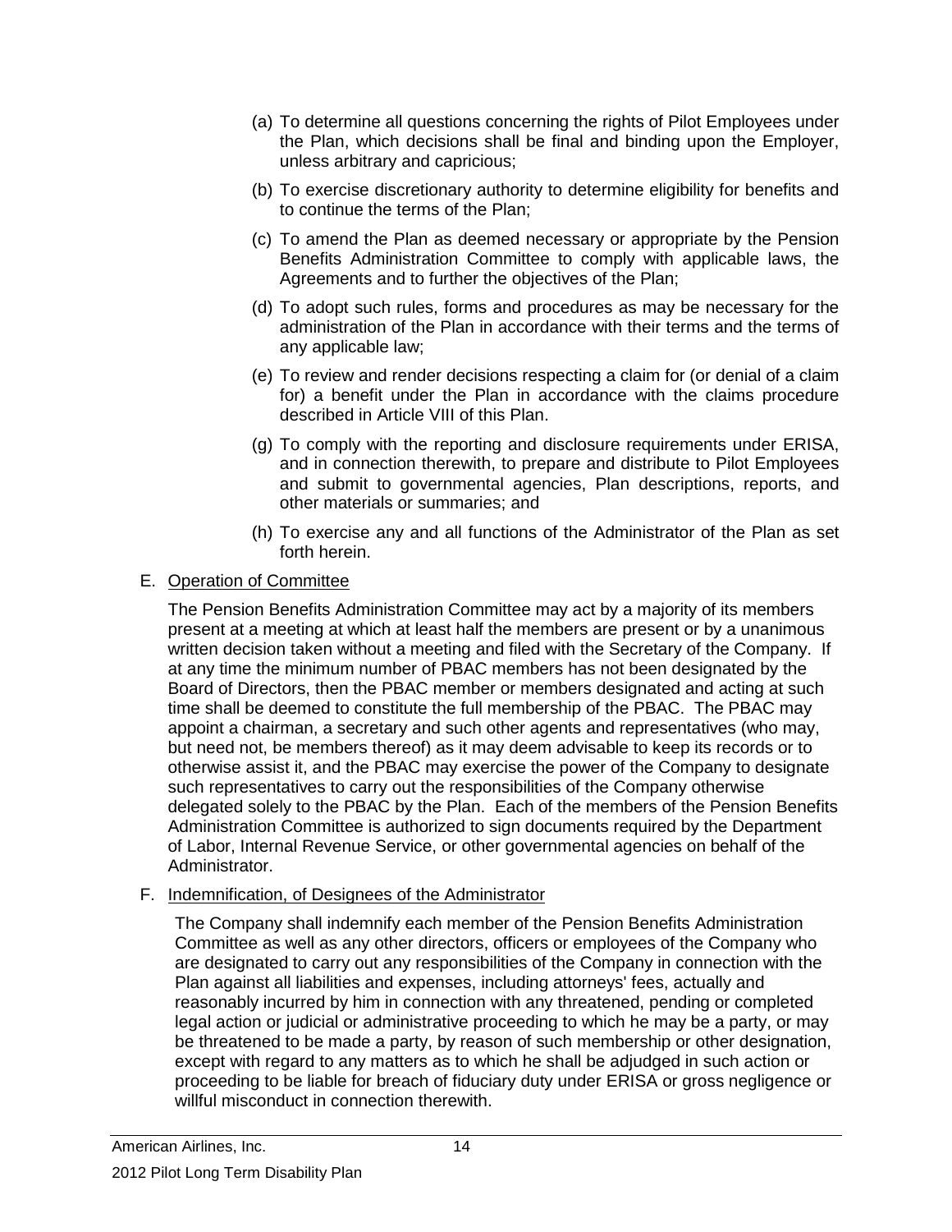(a) To determine all questions concerning the rights of Pilot Employees under the Plan, which decisions shall be final and binding upon the Employer, unless arbitrary and capricious;

(b) To exercise discretionary authority to determine eligibility for benefits and to continue the terms of the Plan;

(c) To amend the Plan as deemed necessary or appropriate by the Pension Benefits Administration Committee to comply with applicable laws, the Agreements and to further the objectives of the Plan;

(d) To adopt such rules, forms and procedures as may be necessary for the administration of the Plan in accordance with their terms and the terms of any applicable law;

(e) To review and render decisions respecting a claim for (or denial of a claim for) a benefit under the Plan in accordance with the claims procedure described in Article VIII of this Plan.

(g) To comply with the reporting and disclosure requirements under ERISA, and in connection therewith, to prepare and distribute to Pilot Employees and submit to governmental agencies, Plan descriptions, reports, and other materials or summaries; and

(h) To exercise any and all functions of the Administrator of the Plan as set forth herein.

E. <u>Operation of Committee</u>

The Pension Benefits Administration Committee may act by a majority of its members present at a meeting at which at least half the members are present or by a unanimous written decision taken without a meeting and filed with the Secretary of the Company. If at any time the minimum number of PBAC members has not been designated by the Board of Directors, then the PBAC member or members designated and acting at such time shall be deemed to constitute the full membership of the PBAC. The PBAC may appoint a chairman, a secretary and such other agents and representatives (who may, but need not, be members thereof) as it may deem advisable to keep its records or to otherwise assist it, and the PBAC may exercise the power of the Company to designate such representatives to carry out the responsibilities of the Company otherwise delegated solely to the PBAC by the Plan. Each of the members of the Pension Benefits Administration Committee is authorized to sign documents required by the Department of Labor, Internal Revenue Service, or other governmental agencies on behalf of the Administrator.

F. <u>Indemnification, of Designees of the Administrator</u>

The Company shall indemnify each member of the Pension Benefits Administration Committee as well as any other directors, officers or employees of the Company who are designated to carry out any responsibilities of the Company in connection with the Plan against all liabilities and expenses, including attorneys' fees, actually and reasonably incurred by him in connection with any threatened, pending or completed legal action or judicial or administrative proceeding to which he may be a party, or may be threatened to be made a party, by reason of such membership or other designation, except with regard to any matters as to which he shall be adjudged in such action or proceeding to be liable for breach of fiduciary duty under ERISA or gross negligence or willful misconduct in connection therewith.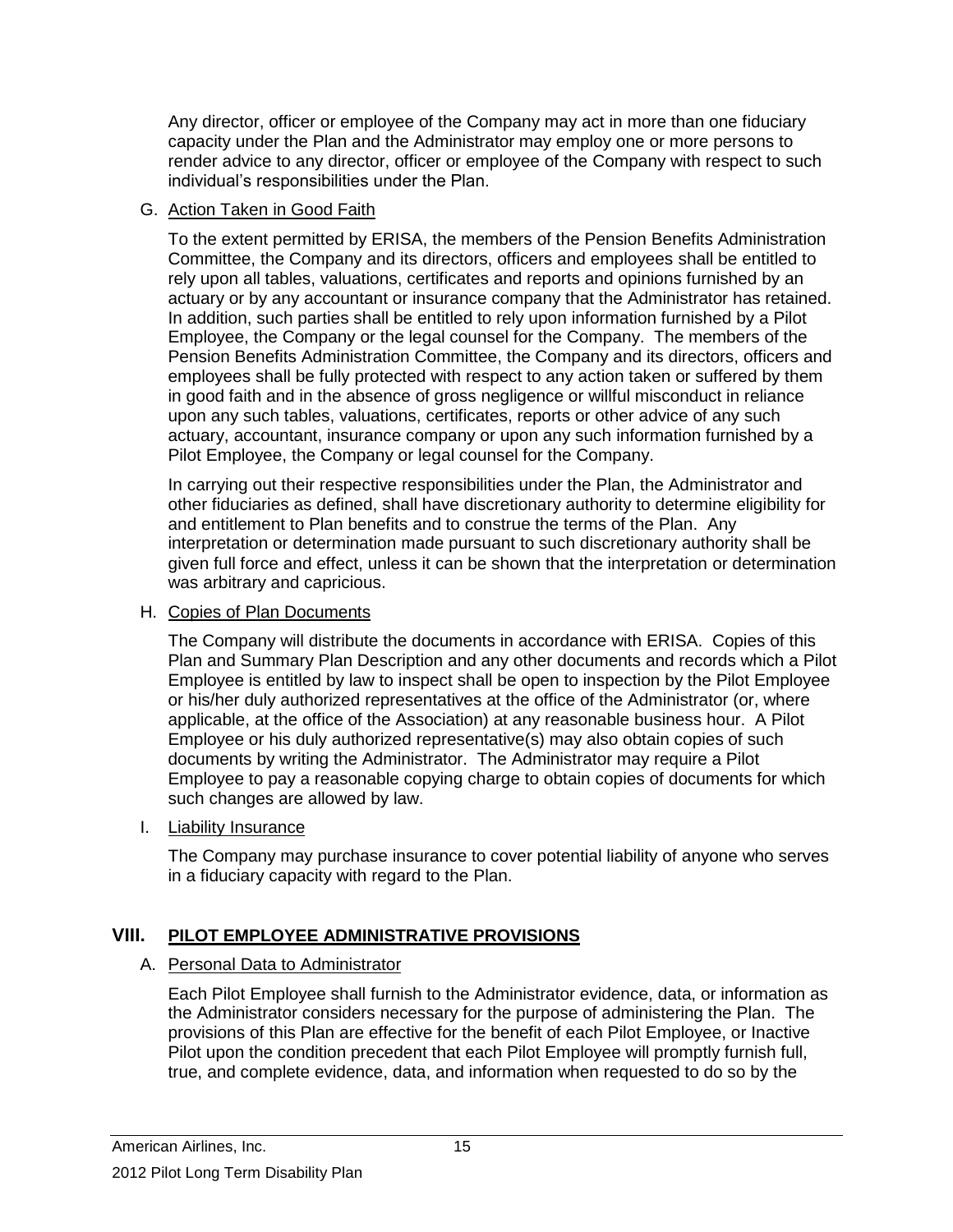Any director, officer or employee of the Company may act in more than one fiduciary capacity under the Plan and the Administrator may employ one or more persons to render advice to any director, officer or employee of the Company with respect to such individual's responsibilities under the Plan.

G. Action Taken in Good Faith

To the extent permitted by ERISA, the members of the Pension Benefits Administration Committee, the Company and its directors, officers and employees shall be entitled to rely upon all tables, valuations, certificates and reports and opinions furnished by an actuary or by any accountant or insurance company that the Administrator has retained. In addition, such parties shall be entitled to rely upon information furnished by a Pilot Employee, the Company or the legal counsel for the Company. The members of the Pension Benefits Administration Committee, the Company and its directors, officers and employees shall be fully protected with respect to any action taken or suffered by them in good faith and in the absence of gross negligence or willful misconduct in reliance upon any such tables, valuations, certificates, reports or other advice of any such actuary, accountant, insurance company or upon any such information furnished by a Pilot Employee, the Company or legal counsel for the Company.

In carrying out their respective responsibilities under the Plan, the Administrator and other fiduciaries as defined, shall have discretionary authority to determine eligibility for and entitlement to Plan benefits and to construe the terms of the Plan. Any interpretation or determination made pursuant to such discretionary authority shall be given full force and effect, unless it can be shown that the interpretation or determination was arbitrary and capricious.

H. Copies of Plan Documents

The Company will distribute the documents in accordance with ERISA. Copies of this Plan and Summary Plan Description and any other documents and records which a Pilot Employee is entitled by law to inspect shall be open to inspection by the Pilot Employee or his/her duly authorized representatives at the office of the Administrator (or, where applicable, at the office of the Association) at any reasonable business hour. A Pilot Employee or his duly authorized representative(s) may also obtain copies of such documents by writing the Administrator. The Administrator may require a Pilot Employee to pay a reasonable copying charge to obtain copies of documents for which such changes are allowed by law.

I. Liability Insurance

The Company may purchase insurance to cover potential liability of anyone who serves in a fiduciary capacity with regard to the Plan.

## VIII. PILOT EMPLOYEE ADMINISTRATIVE PROVISIONS

A. Personal Data to Administrator

Each Pilot Employee shall furnish to the Administrator evidence, data, or information as the Administrator considers necessary for the purpose of administering the Plan. The provisions of this Plan are effective for the benefit of each Pilot Employee, or Inactive Pilot upon the condition precedent that each Pilot Employee will promptly furnish full, true, and complete evidence, data, and information when requested to do so by the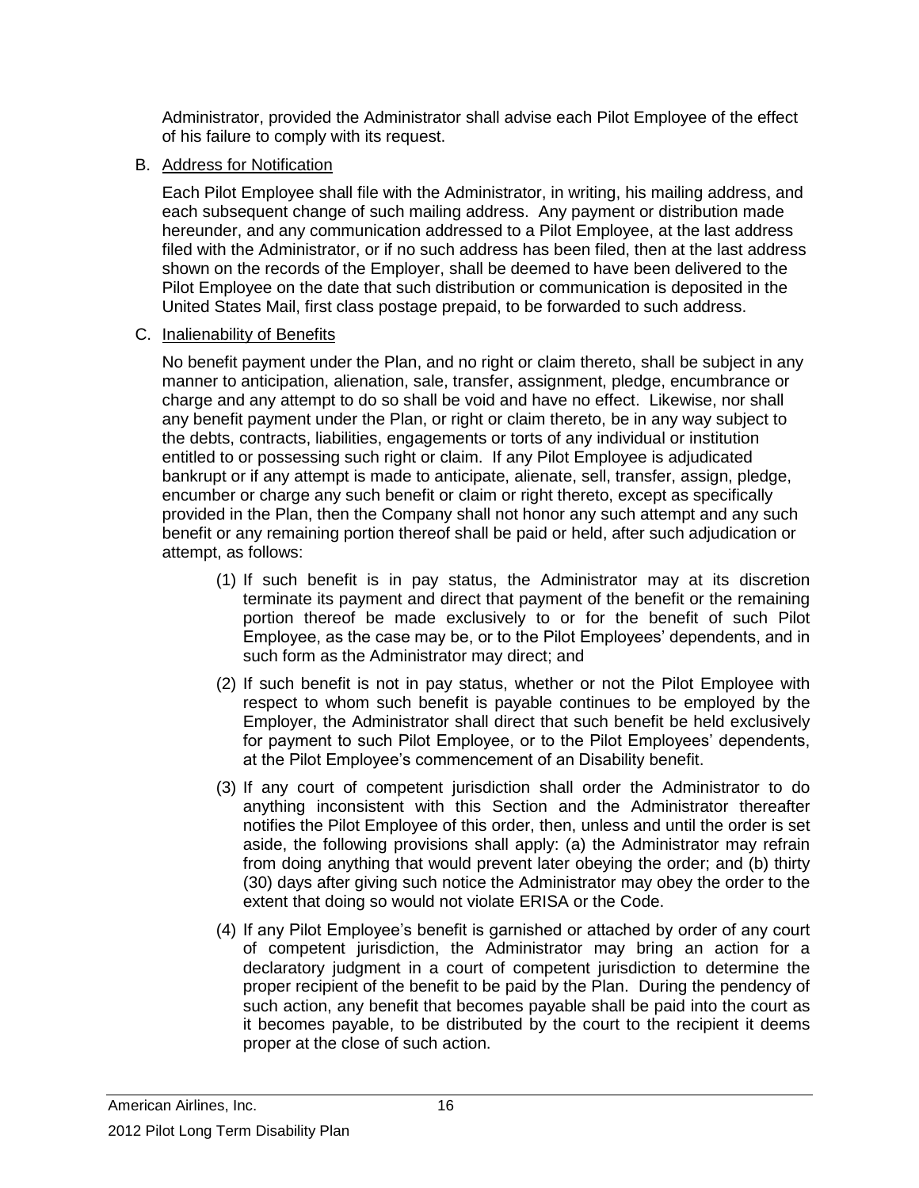Administrator, provided the Administrator shall advise each Pilot Employee of the effect of his failure to comply with its request.

B. <u>Address for Notification</u>

Each Pilot Employee shall file with the Administrator, in writing, his mailing address, and each subsequent change of such mailing address. Any payment or distribution made hereunder, and any communication addressed to a Pilot Employee, at the last address filed with the Administrator, or if no such address has been filed, then at the last address shown on the records of the Employer, shall be deemed to have been delivered to the Pilot Employee on the date that such distribution or communication is deposited in the United States Mail, first class postage prepaid, to be forwarded to such address.

C. <u>Inalienability of Benefits</u>

No benefit payment under the Plan, and no right or claim thereto, shall be subject in any manner to anticipation, alienation, sale, transfer, assignment, pledge, encumbrance or charge and any attempt to do so shall be void and have no effect. Likewise, nor shall any benefit payment under the Plan, or right or claim thereto, be in any way subject to the debts, contracts, liabilities, engagements or torts of any individual or institution entitled to or possessing such right or claim. If any Pilot Employee is adjudicated bankrupt or if any attempt is made to anticipate, alienate, sell, transfer, assign, pledge, encumber or charge any such benefit or claim or right thereto, except as specifically provided in the Plan, then the Company shall not honor any such attempt and any such benefit or any remaining portion thereof shall be paid or held, after such adjudication or attempt, as follows:

(1) If such benefit is in pay status, the Administrator may at its discretion terminate its payment and direct that payment of the benefit or the remaining portion thereof be made exclusively to or for the benefit of such Pilot Employee, as the case may be, or to the Pilot Employees' dependents, and in such form as the Administrator may direct; and

(2) If such benefit is not in pay status, whether or not the Pilot Employee with respect to whom such benefit is payable continues to be employed by the Employer, the Administrator shall direct that such benefit be held exclusively for payment to such Pilot Employee, or to the Pilot Employees' dependents, at the Pilot Employee's commencement of an Disability benefit.

(3) If any court of competent jurisdiction shall order the Administrator to do anything inconsistent with this Section and the Administrator thereafter notifies the Pilot Employee of this order, then, unless and until the order is set aside, the following provisions shall apply: (a) the Administrator may refrain from doing anything that would prevent later obeying the order; and (b) thirty (30) days after giving such notice the Administrator may obey the order to the extent that doing so would not violate ERISA or the Code.

(4) If any Pilot Employee's benefit is garnished or attached by order of any court of competent jurisdiction, the Administrator may bring an action for a declaratory judgment in a court of competent jurisdiction to determine the proper recipient of the benefit to be paid by the Plan. During the pendency of such action, any benefit that becomes payable shall be paid into the court as it becomes payable, to be distributed by the court to the recipient it deems proper at the close of such action.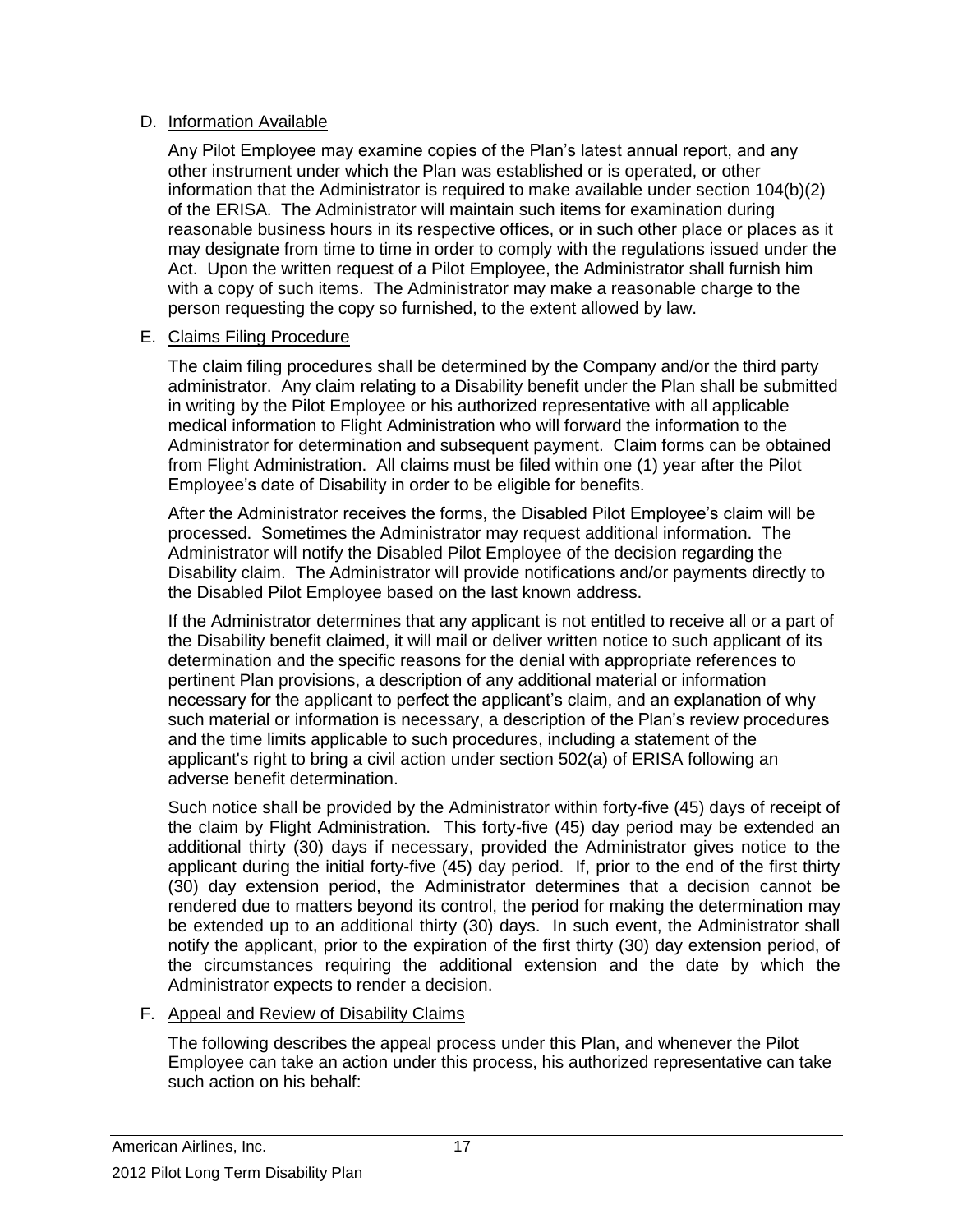D. Information Available

Any Pilot Employee may examine copies of the Plan's latest annual report, and any other instrument under which the Plan was established or is operated, or other information that the Administrator is required to make available under section 104(b)(2) of the ERISA. The Administrator will maintain such items for examination during reasonable business hours in its respective offices, or in such other place or places as it may designate from time to time in order to comply with the regulations issued under the Act. Upon the written request of a Pilot Employee, the Administrator shall furnish him with a copy of such items. The Administrator may make a reasonable charge to the person requesting the copy so furnished, to the extent allowed by law.

E. Claims Filing Procedure

The claim filing procedures shall be determined by the Company and/or the third party administrator. Any claim relating to a Disability benefit under the Plan shall be submitted in writing by the Pilot Employee or his authorized representative with all applicable medical information to Flight Administration who will forward the information to the Administrator for determination and subsequent payment. Claim forms can be obtained from Flight Administration. All claims must be filed within one (1) year after the Pilot Employee's date of Disability in order to be eligible for benefits.

After the Administrator receives the forms, the Disabled Pilot Employee's claim will be processed. Sometimes the Administrator may request additional information. The Administrator will notify the Disabled Pilot Employee of the decision regarding the Disability claim. The Administrator will provide notifications and/or payments directly to the Disabled Pilot Employee based on the last known address.

If the Administrator determines that any applicant is not entitled to receive all or a part of the Disability benefit claimed, it will mail or deliver written notice to such applicant of its determination and the specific reasons for the denial with appropriate references to pertinent Plan provisions, a description of any additional material or information necessary for the applicant to perfect the applicant's claim, and an explanation of why such material or information is necessary, a description of the Plan's review procedures and the time limits applicable to such procedures, including a statement of the applicant's right to bring a civil action under section 502(a) of ERISA following an adverse benefit determination.

Such notice shall be provided by the Administrator within forty-five (45) days of receipt of the claim by Flight Administration. This forty-five (45) day period may be extended an additional thirty (30) days if necessary, provided the Administrator gives notice to the applicant during the initial forty-five (45) day period. If, prior to the end of the first thirty (30) day extension period, the Administrator determines that a decision cannot be rendered due to matters beyond its control, the period for making the determination may be extended up to an additional thirty (30) days. In such event, the Administrator shall notify the applicant, prior to the expiration of the first thirty (30) day extension period, of the circumstances requiring the additional extension and the date by which the Administrator expects to render a decision.

F. Appeal and Review of Disability Claims

The following describes the appeal process under this Plan, and whenever the Pilot Employee can take an action under this process, his authorized representative can take such action on his behalf: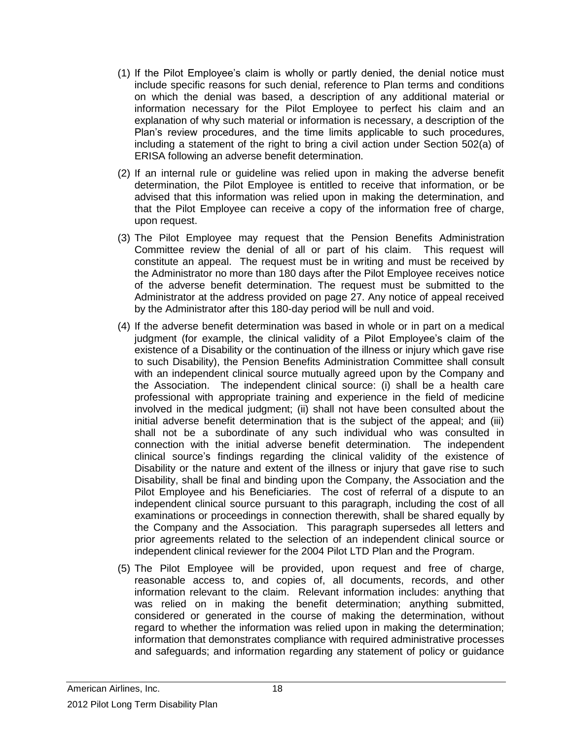(1) If the Pilot Employee's claim is wholly or partly denied, the denial notice must include specific reasons for such denial, reference to Plan terms and conditions on which the denial was based, a description of any additional material or information necessary for the Pilot Employee to perfect his claim and an explanation of why such material or information is necessary, a description of the Plan's review procedures, and the time limits applicable to such procedures, including a statement of the right to bring a civil action under Section 502(a) of ERISA following an adverse benefit determination.

(2) If an internal rule or guideline was relied upon in making the adverse benefit determination, the Pilot Employee is entitled to receive that information, or be advised that this information was relied upon in making the determination, and that the Pilot Employee can receive a copy of the information free of charge, upon request.

(3) The Pilot Employee may request that the Pension Benefits Administration Committee review the denial of all or part of his claim. This request will constitute an appeal. The request must be in writing and must be received by the Administrator no more than 180 days after the Pilot Employee receives notice of the adverse benefit determination. The request must be submitted to the Administrator at the address provided on page 27. Any notice of appeal received by the Administrator after this 180-day period will be null and void.

(4) If the adverse benefit determination was based in whole or in part on a medical judgment (for example, the clinical validity of a Pilot Employee's claim of the existence of a Disability or the continuation of the illness or injury which gave rise to such Disability), the Pension Benefits Administration Committee shall consult with an independent clinical source mutually agreed upon by the Company and the Association. The independent clinical source: (i) shall be a health care professional with appropriate training and experience in the field of medicine involved in the medical judgment; (ii) shall not have been consulted about the initial adverse benefit determination that is the subject of the appeal; and (iii) shall not be a subordinate of any such individual who was consulted in connection with the initial adverse benefit determination. The independent clinical source's findings regarding the clinical validity of the existence of Disability or the nature and extent of the illness or injury that gave rise to such Disability, shall be final and binding upon the Company, the Association and the Pilot Employee and his Beneficiaries. The cost of referral of a dispute to an independent clinical source pursuant to this paragraph, including the cost of all examinations or proceedings in connection therewith, shall be shared equally by the Company and the Association. This paragraph supersedes all letters and prior agreements related to the selection of an independent clinical source or independent clinical reviewer for the 2004 Pilot LTD Plan and the Program.

(5) The Pilot Employee will be provided, upon request and free of charge, reasonable access to, and copies of, all documents, records, and other information relevant to the claim. Relevant information includes: anything that was relied on in making the benefit determination; anything submitted, considered or generated in the course of making the determination, without regard to whether the information was relied upon in making the determination; information that demonstrates compliance with required administrative processes and safeguards; and information regarding any statement of policy or guidance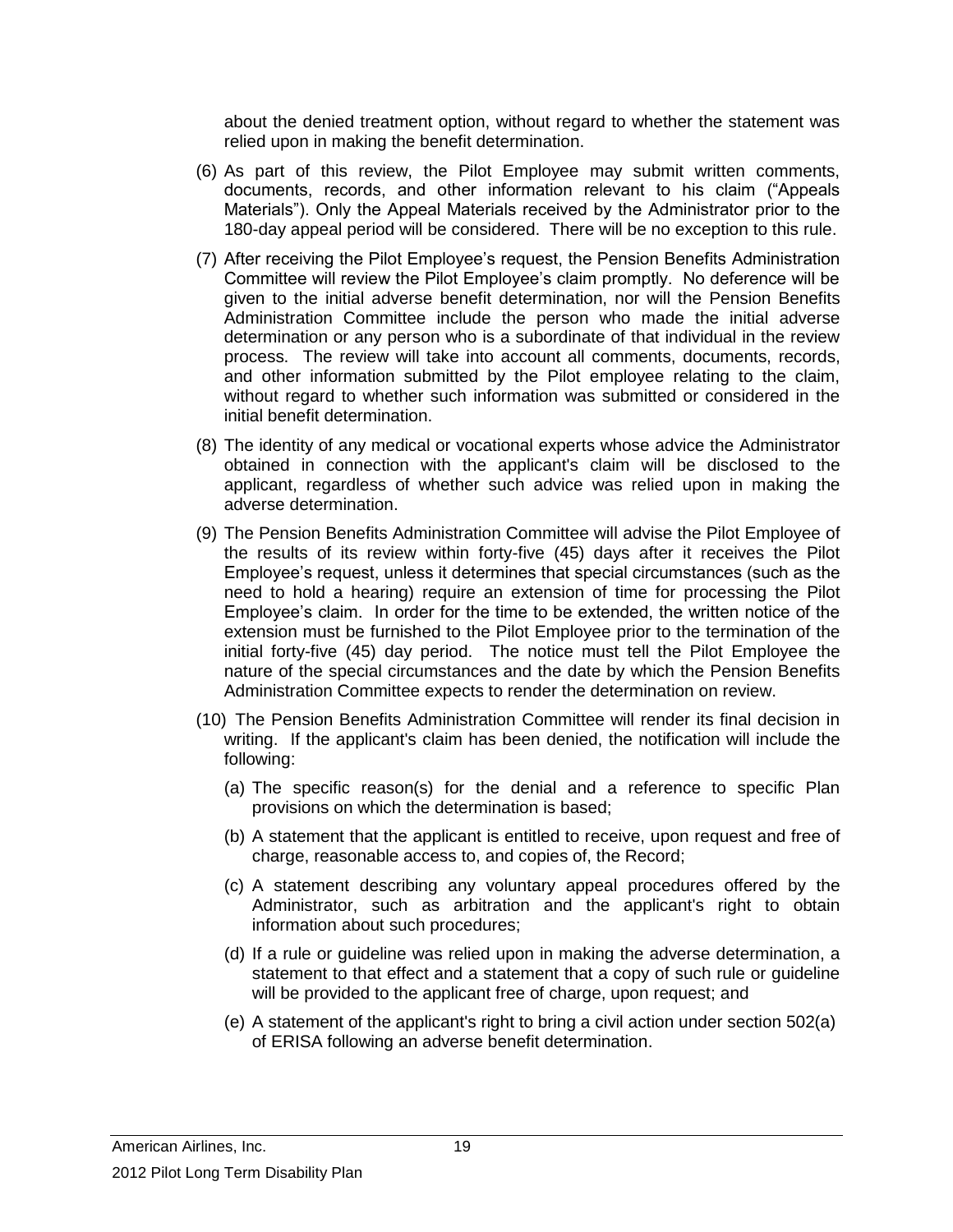about the denied treatment option, without regard to whether the statement was relied upon in making the benefit determination.

(6) As part of this review, the Pilot Employee may submit written comments, documents, records, and other information relevant to his claim ("Appeals Materials"). Only the Appeal Materials received by the Administrator prior to the 180-day appeal period will be considered. There will be no exception to this rule.

(7) After receiving the Pilot Employee's request, the Pension Benefits Administration Committee will review the Pilot Employee's claim promptly. No deference will be given to the initial adverse benefit determination, nor will the Pension Benefits Administration Committee include the person who made the initial adverse determination or any person who is a subordinate of that individual in the review process. The review will take into account all comments, documents, records, and other information submitted by the Pilot employee relating to the claim, without regard to whether such information was submitted or considered in the initial benefit determination.

(8) The identity of any medical or vocational experts whose advice the Administrator obtained in connection with the applicant's claim will be disclosed to the applicant, regardless of whether such advice was relied upon in making the adverse determination.

(9) The Pension Benefits Administration Committee will advise the Pilot Employee of the results of its review within forty-five (45) days after it receives the Pilot Employee's request, unless it determines that special circumstances (such as the need to hold a hearing) require an extension of time for processing the Pilot Employee's claim. In order for the time to be extended, the written notice of the extension must be furnished to the Pilot Employee prior to the termination of the initial forty-five (45) day period. The notice must tell the Pilot Employee the nature of the special circumstances and the date by which the Pension Benefits Administration Committee expects to render the determination on review.

(10) The Pension Benefits Administration Committee will render its final decision in writing. If the applicant's claim has been denied, the notification will include the following:

   (a) The specific reason(s) for the denial and a reference to specific Plan provisions on which the determination is based;

   (b) A statement that the applicant is entitled to receive, upon request and free of charge, reasonable access to, and copies of, the Record;

   (c) A statement describing any voluntary appeal procedures offered by the Administrator, such as arbitration and the applicant's right to obtain information about such procedures;

   (d) If a rule or guideline was relied upon in making the adverse determination, a statement to that effect and a statement that a copy of such rule or guideline will be provided to the applicant free of charge, upon request; and

   (e) A statement of the applicant's right to bring a civil action under section 502(a) of ERISA following an adverse benefit determination.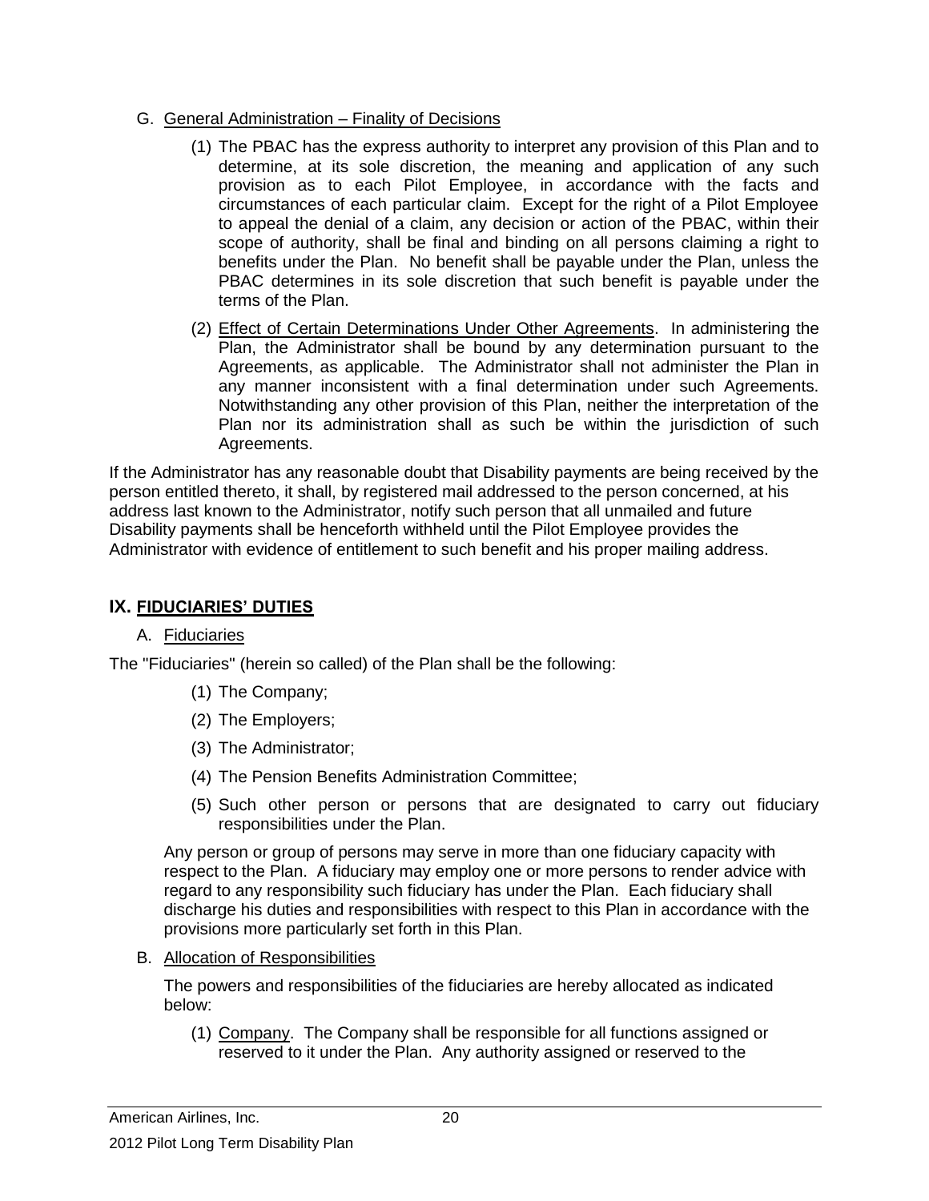G. <u>General Administration – Finality of Decisions</u>

(1) The PBAC has the express authority to interpret any provision of this Plan and to determine, at its sole discretion, the meaning and application of any such provision as to each Pilot Employee, in accordance with the facts and circumstances of each particular claim. Except for the right of a Pilot Employee to appeal the denial of a claim, any decision or action of the PBAC, within their scope of authority, shall be final and binding on all persons claiming a right to benefits under the Plan. No benefit shall be payable under the Plan, unless the PBAC determines in its sole discretion that such benefit is payable under the terms of the Plan.

(2) <u>Effect of Certain Determinations Under Other Agreements</u>. In administering the Plan, the Administrator shall be bound by any determination pursuant to the Agreements, as applicable. The Administrator shall not administer the Plan in any manner inconsistent with a final determination under such Agreements. Notwithstanding any other provision of this Plan, neither the interpretation of the Plan nor its administration shall as such be within the jurisdiction of such Agreements.

If the Administrator has any reasonable doubt that Disability payments are being received by the person entitled thereto, it shall, by registered mail addressed to the person concerned, at his address last known to the Administrator, notify such person that all unmailed and future Disability payments shall be henceforth withheld until the Pilot Employee provides the Administrator with evidence of entitlement to such benefit and his proper mailing address.

## IX. FIDUCIARIES' DUTIES

A. <u>Fiduciaries</u>

The "Fiduciaries" (herein so called) of the Plan shall be the following:

(1) The Company;

(2) The Employers;

(3) The Administrator;

(4) The Pension Benefits Administration Committee;

(5) Such other person or persons that are designated to carry out fiduciary responsibilities under the Plan.

Any person or group of persons may serve in more than one fiduciary capacity with respect to the Plan. A fiduciary may employ one or more persons to render advice with regard to any responsibility such fiduciary has under the Plan. Each fiduciary shall discharge his duties and responsibilities with respect to this Plan in accordance with the provisions more particularly set forth in this Plan.

B. <u>Allocation of Responsibilities</u>

The powers and responsibilities of the fiduciaries are hereby allocated as indicated below:

(1) <u>Company</u>. The Company shall be responsible for all functions assigned or reserved to it under the Plan. Any authority assigned or reserved to the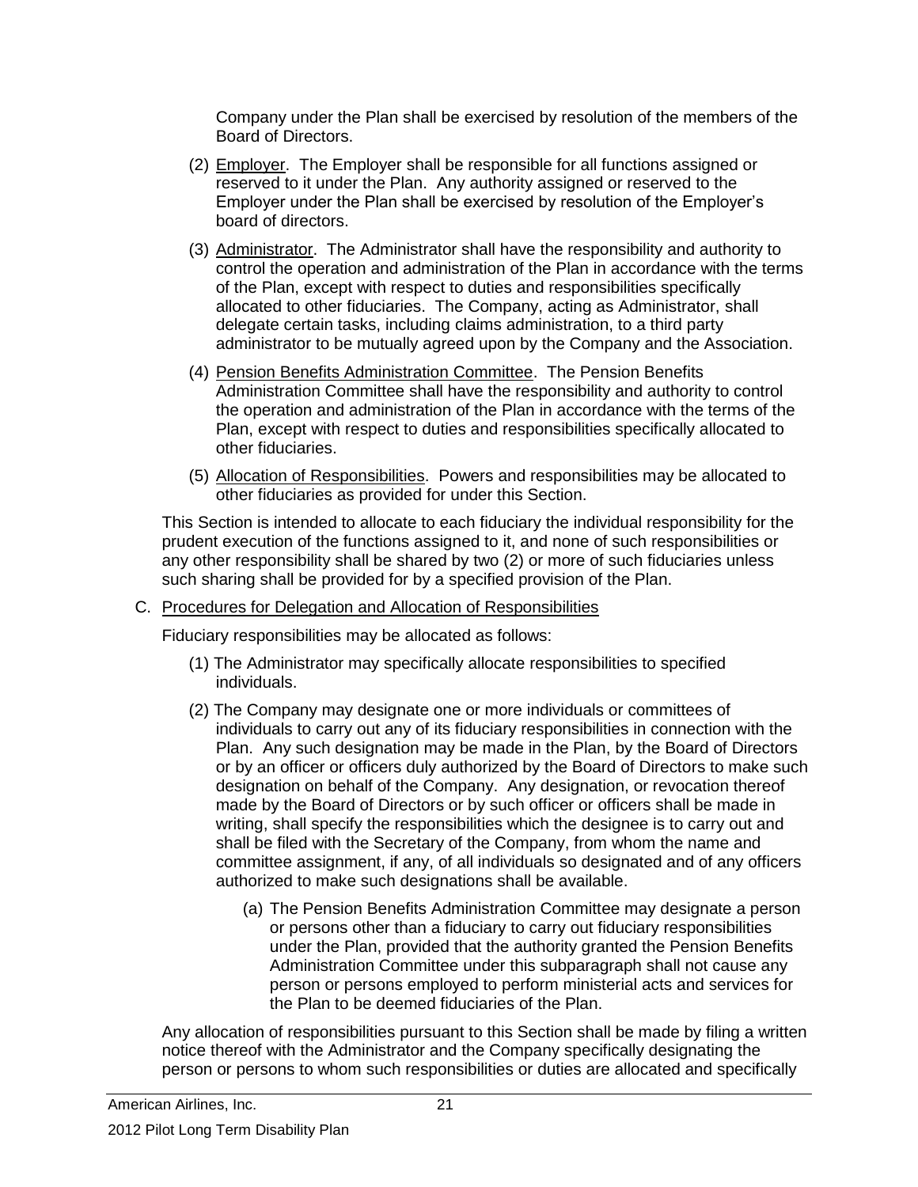Company under the Plan shall be exercised by resolution of the members of the Board of Directors.

(2) Employer. The Employer shall be responsible for all functions assigned or reserved to it under the Plan. Any authority assigned or reserved to the Employer under the Plan shall be exercised by resolution of the Employer's board of directors.

(3) Administrator. The Administrator shall have the responsibility and authority to control the operation and administration of the Plan in accordance with the terms of the Plan, except with respect to duties and responsibilities specifically allocated to other fiduciaries. The Company, acting as Administrator, shall delegate certain tasks, including claims administration, to a third party administrator to be mutually agreed upon by the Company and the Association.

(4) Pension Benefits Administration Committee. The Pension Benefits Administration Committee shall have the responsibility and authority to control the operation and administration of the Plan in accordance with the terms of the Plan, except with respect to duties and responsibilities specifically allocated to other fiduciaries.

(5) Allocation of Responsibilities. Powers and responsibilities may be allocated to other fiduciaries as provided for under this Section.

This Section is intended to allocate to each fiduciary the individual responsibility for the prudent execution of the functions assigned to it, and none of such responsibilities or any other responsibility shall be shared by two (2) or more of such fiduciaries unless such sharing shall be provided for by a specified provision of the Plan.

C. Procedures for Delegation and Allocation of Responsibilities

Fiduciary responsibilities may be allocated as follows:

(1) The Administrator may specifically allocate responsibilities to specified individuals.

(2) The Company may designate one or more individuals or committees of individuals to carry out any of its fiduciary responsibilities in connection with the Plan. Any such designation may be made in the Plan, by the Board of Directors or by an officer or officers duly authorized by the Board of Directors to make such designation on behalf of the Company. Any designation, or revocation thereof made by the Board of Directors or by such officer or officers shall be made in writing, shall specify the responsibilities which the designee is to carry out and shall be filed with the Secretary of the Company, from whom the name and committee assignment, if any, of all individuals so designated and of any officers authorized to make such designations shall be available.

(a) The Pension Benefits Administration Committee may designate a person or persons other than a fiduciary to carry out fiduciary responsibilities under the Plan, provided that the authority granted the Pension Benefits Administration Committee under this subparagraph shall not cause any person or persons employed to perform ministerial acts and services for the Plan to be deemed fiduciaries of the Plan.

Any allocation of responsibilities pursuant to this Section shall be made by filing a written notice thereof with the Administrator and the Company specifically designating the person or persons to whom such responsibilities or duties are allocated and specifically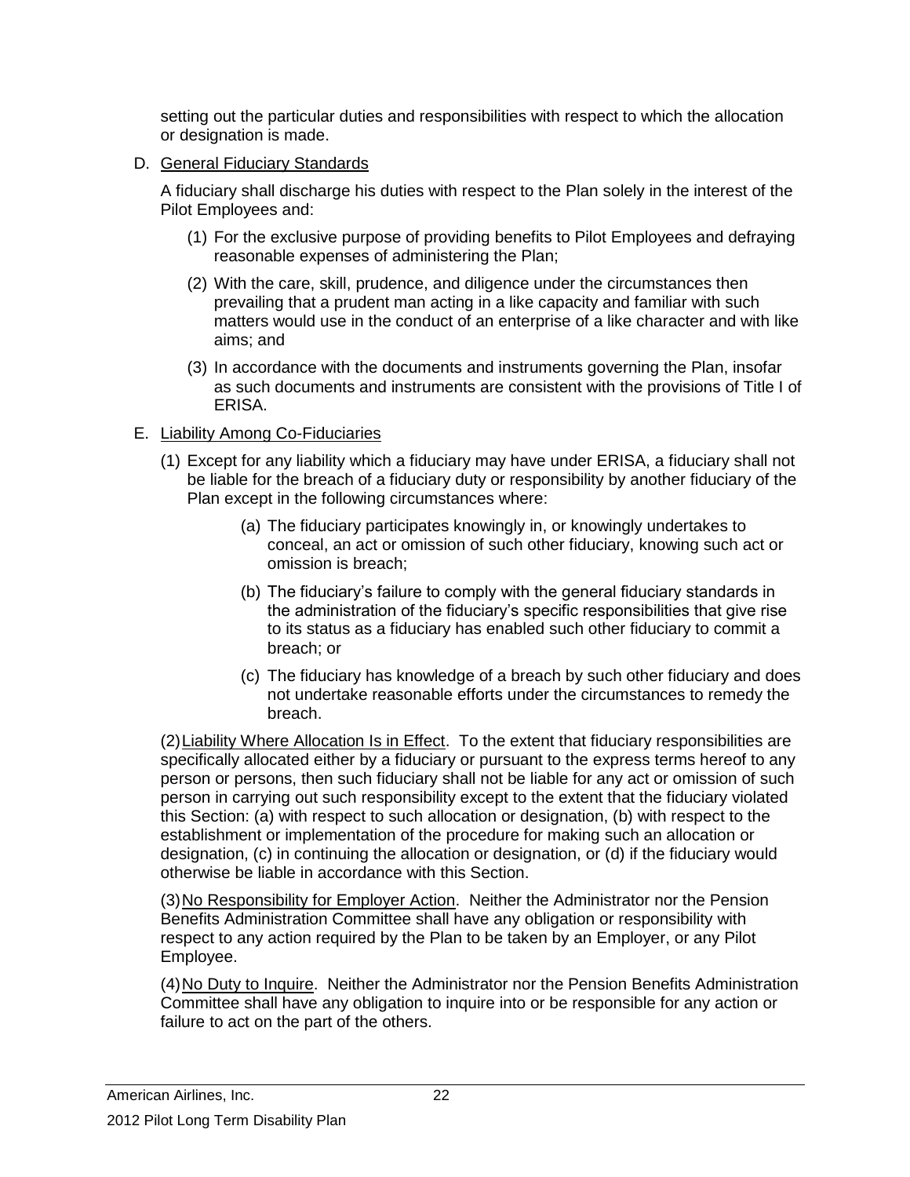setting out the particular duties and responsibilities with respect to which the allocation or designation is made.

D. General Fiduciary Standards

A fiduciary shall discharge his duties with respect to the Plan solely in the interest of the Pilot Employees and:

(1) For the exclusive purpose of providing benefits to Pilot Employees and defraying reasonable expenses of administering the Plan;

(2) With the care, skill, prudence, and diligence under the circumstances then prevailing that a prudent man acting in a like capacity and familiar with such matters would use in the conduct of an enterprise of a like character and with like aims; and

(3) In accordance with the documents and instruments governing the Plan, insofar as such documents and instruments are consistent with the provisions of Title I of ERISA.

E. Liability Among Co-Fiduciaries

(1) Except for any liability which a fiduciary may have under ERISA, a fiduciary shall not be liable for the breach of a fiduciary duty or responsibility by another fiduciary of the Plan except in the following circumstances where:

(a) The fiduciary participates knowingly in, or knowingly undertakes to conceal, an act or omission of such other fiduciary, knowing such act or omission is breach;

(b) The fiduciary's failure to comply with the general fiduciary standards in the administration of the fiduciary's specific responsibilities that give rise to its status as a fiduciary has enabled such other fiduciary to commit a breach; or

(c) The fiduciary has knowledge of a breach by such other fiduciary and does not undertake reasonable efforts under the circumstances to remedy the breach.

(2) Liability Where Allocation Is in Effect. To the extent that fiduciary responsibilities are specifically allocated either by a fiduciary or pursuant to the express terms hereof to any person or persons, then such fiduciary shall not be liable for any act or omission of such person in carrying out such responsibility except to the extent that the fiduciary violated this Section: (a) with respect to such allocation or designation, (b) with respect to the establishment or implementation of the procedure for making such an allocation or designation, (c) in continuing the allocation or designation, or (d) if the fiduciary would otherwise be liable in accordance with this Section.

(3) No Responsibility for Employer Action. Neither the Administrator nor the Pension Benefits Administration Committee shall have any obligation or responsibility with respect to any action required by the Plan to be taken by an Employer, or any Pilot Employee.

(4) No Duty to Inquire. Neither the Administrator nor the Pension Benefits Administration Committee shall have any obligation to inquire into or be responsible for any action or failure to act on the part of the others.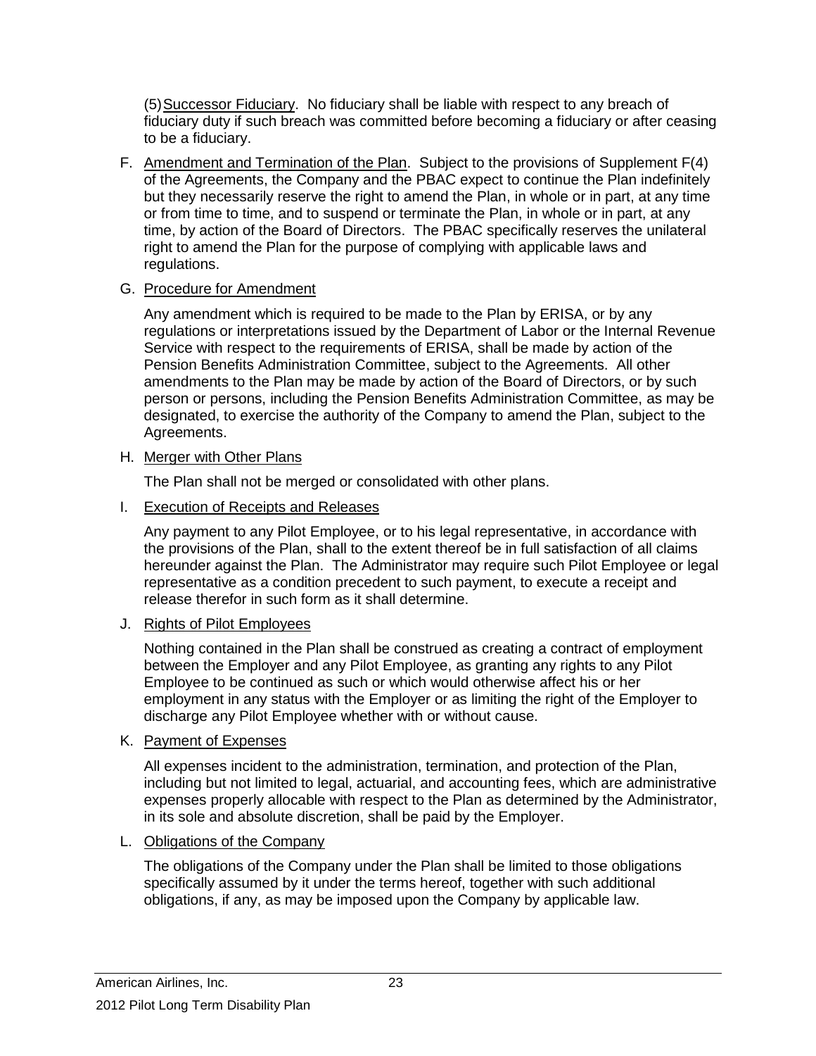(5) Successor Fiduciary. No fiduciary shall be liable with respect to any breach of fiduciary duty if such breach was committed before becoming a fiduciary or after ceasing to be a fiduciary.

F. Amendment and Termination of the Plan. Subject to the provisions of Supplement F(4) of the Agreements, the Company and the PBAC expect to continue the Plan indefinitely but they necessarily reserve the right to amend the Plan, in whole or in part, at any time or from time to time, and to suspend or terminate the Plan, in whole or in part, at any time, by action of the Board of Directors. The PBAC specifically reserves the unilateral right to amend the Plan for the purpose of complying with applicable laws and regulations.

G. Procedure for Amendment

Any amendment which is required to be made to the Plan by ERISA, or by any regulations or interpretations issued by the Department of Labor or the Internal Revenue Service with respect to the requirements of ERISA, shall be made by action of the Pension Benefits Administration Committee, subject to the Agreements. All other amendments to the Plan may be made by action of the Board of Directors, or by such person or persons, including the Pension Benefits Administration Committee, as may be designated, to exercise the authority of the Company to amend the Plan, subject to the Agreements.

H. Merger with Other Plans

The Plan shall not be merged or consolidated with other plans.

I. Execution of Receipts and Releases

Any payment to any Pilot Employee, or to his legal representative, in accordance with the provisions of the Plan, shall to the extent thereof be in full satisfaction of all claims hereunder against the Plan. The Administrator may require such Pilot Employee or legal representative as a condition precedent to such payment, to execute a receipt and release therefor in such form as it shall determine.

J. Rights of Pilot Employees

Nothing contained in the Plan shall be construed as creating a contract of employment between the Employer and any Pilot Employee, as granting any rights to any Pilot Employee to be continued as such or which would otherwise affect his or her employment in any status with the Employer or as limiting the right of the Employer to discharge any Pilot Employee whether with or without cause.

K. Payment of Expenses

All expenses incident to the administration, termination, and protection of the Plan, including but not limited to legal, actuarial, and accounting fees, which are administrative expenses properly allocable with respect to the Plan as determined by the Administrator, in its sole and absolute discretion, shall be paid by the Employer.

L. Obligations of the Company

The obligations of the Company under the Plan shall be limited to those obligations specifically assumed by it under the terms hereof, together with such additional obligations, if any, as may be imposed upon the Company by applicable law.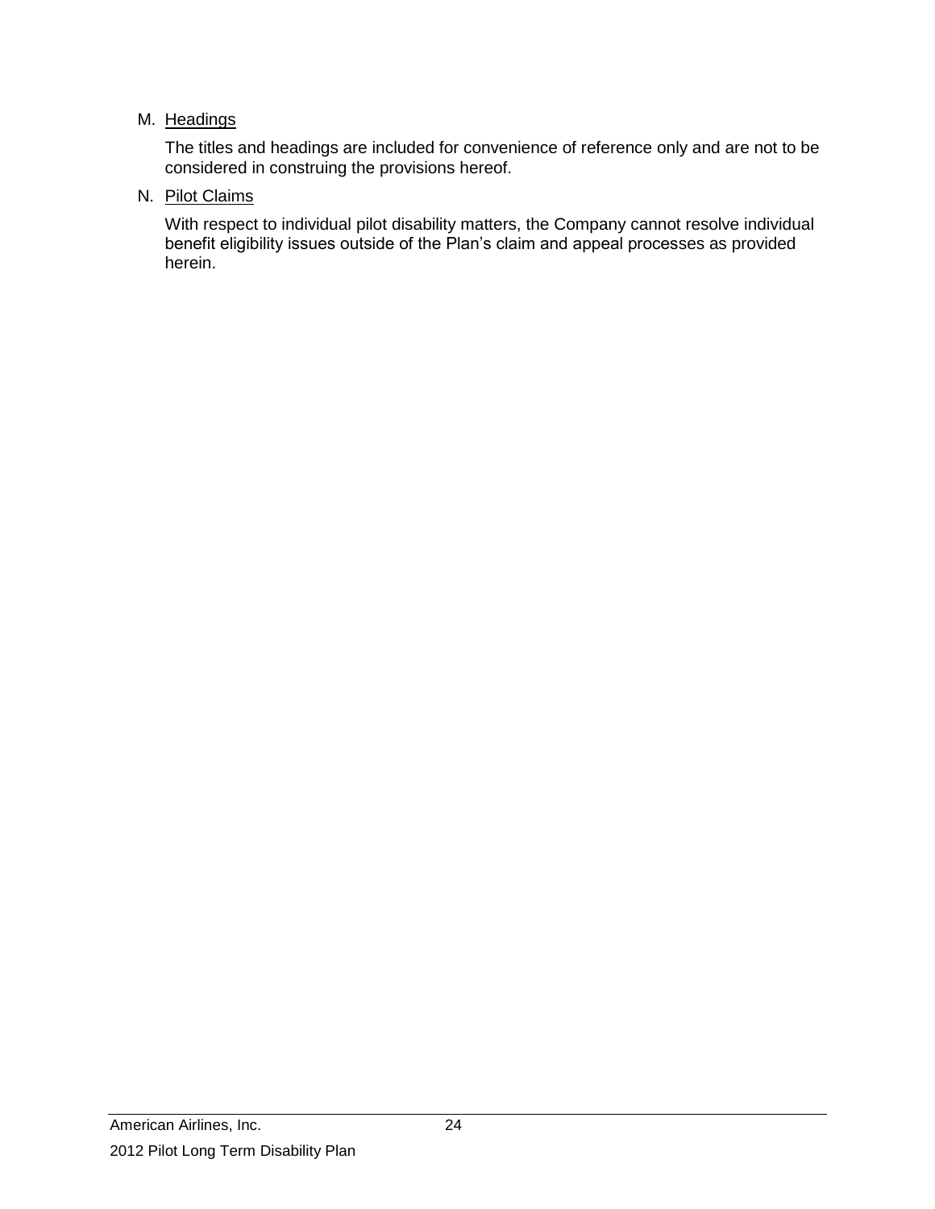M. Headings

The titles and headings are included for convenience of reference only and are not to be considered in construing the provisions hereof.

N. Pilot Claims

With respect to individual pilot disability matters, the Company cannot resolve individual benefit eligibility issues outside of the Plan's claim and appeal processes as provided herein.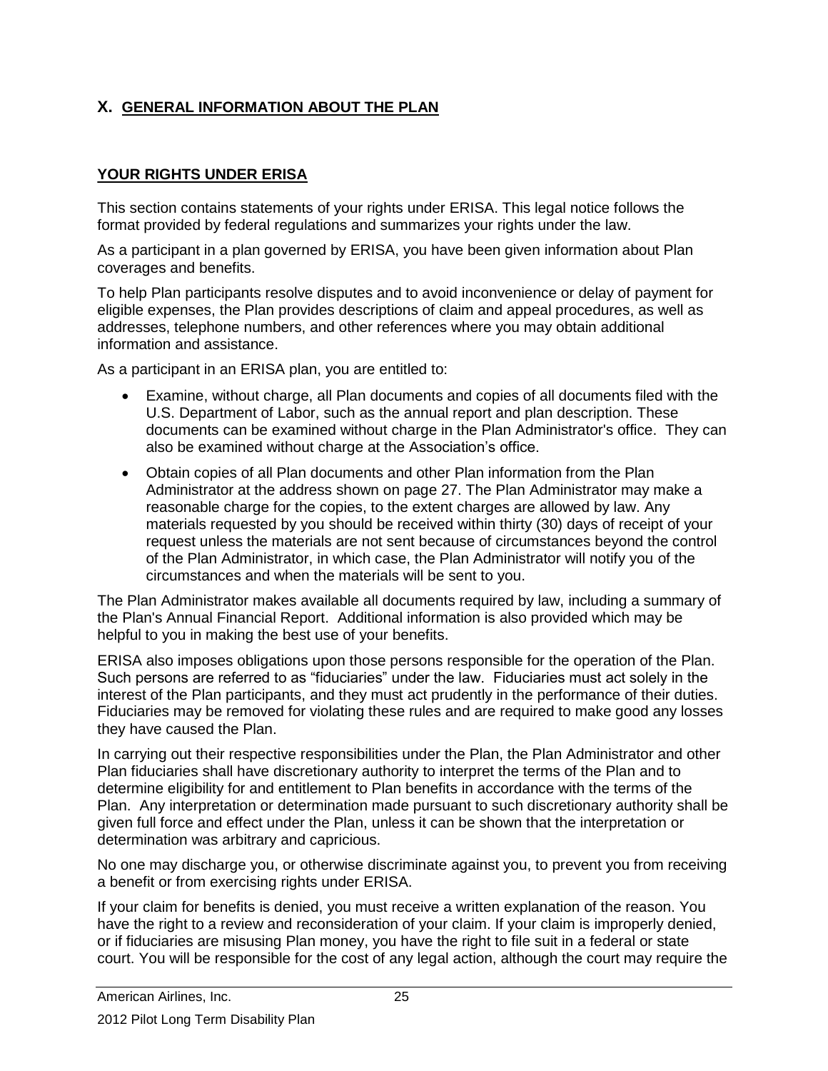## X. GENERAL INFORMATION ABOUT THE PLAN

### YOUR RIGHTS UNDER ERISA

This section contains statements of your rights under ERISA. This legal notice follows the format provided by federal regulations and summarizes your rights under the law.

As a participant in a plan governed by ERISA, you have been given information about Plan coverages and benefits.

To help Plan participants resolve disputes and to avoid inconvenience or delay of payment for eligible expenses, the Plan provides descriptions of claim and appeal procedures, as well as addresses, telephone numbers, and other references where you may obtain additional information and assistance.

As a participant in an ERISA plan, you are entitled to:

- Examine, without charge, all Plan documents and copies of all documents filed with the U.S. Department of Labor, such as the annual report and plan description. These documents can be examined without charge in the Plan Administrator's office. They can also be examined without charge at the Association's office.
- Obtain copies of all Plan documents and other Plan information from the Plan Administrator at the address shown on page 27. The Plan Administrator may make a reasonable charge for the copies, to the extent charges are allowed by law. Any materials requested by you should be received within thirty (30) days of receipt of your request unless the materials are not sent because of circumstances beyond the control of the Plan Administrator, in which case, the Plan Administrator will notify you of the circumstances and when the materials will be sent to you.

The Plan Administrator makes available all documents required by law, including a summary of the Plan's Annual Financial Report. Additional information is also provided which may be helpful to you in making the best use of your benefits.

ERISA also imposes obligations upon those persons responsible for the operation of the Plan. Such persons are referred to as "fiduciaries" under the law. Fiduciaries must act solely in the interest of the Plan participants, and they must act prudently in the performance of their duties. Fiduciaries may be removed for violating these rules and are required to make good any losses they have caused the Plan.

In carrying out their respective responsibilities under the Plan, the Plan Administrator and other Plan fiduciaries shall have discretionary authority to interpret the terms of the Plan and to determine eligibility for and entitlement to Plan benefits in accordance with the terms of the Plan. Any interpretation or determination made pursuant to such discretionary authority shall be given full force and effect under the Plan, unless it can be shown that the interpretation or determination was arbitrary and capricious.

No one may discharge you, or otherwise discriminate against you, to prevent you from receiving a benefit or from exercising rights under ERISA.

If your claim for benefits is denied, you must receive a written explanation of the reason. You have the right to a review and reconsideration of your claim. If your claim is improperly denied, or if fiduciaries are misusing Plan money, you have the right to file suit in a federal or state court. You will be responsible for the cost of any legal action, although the court may require the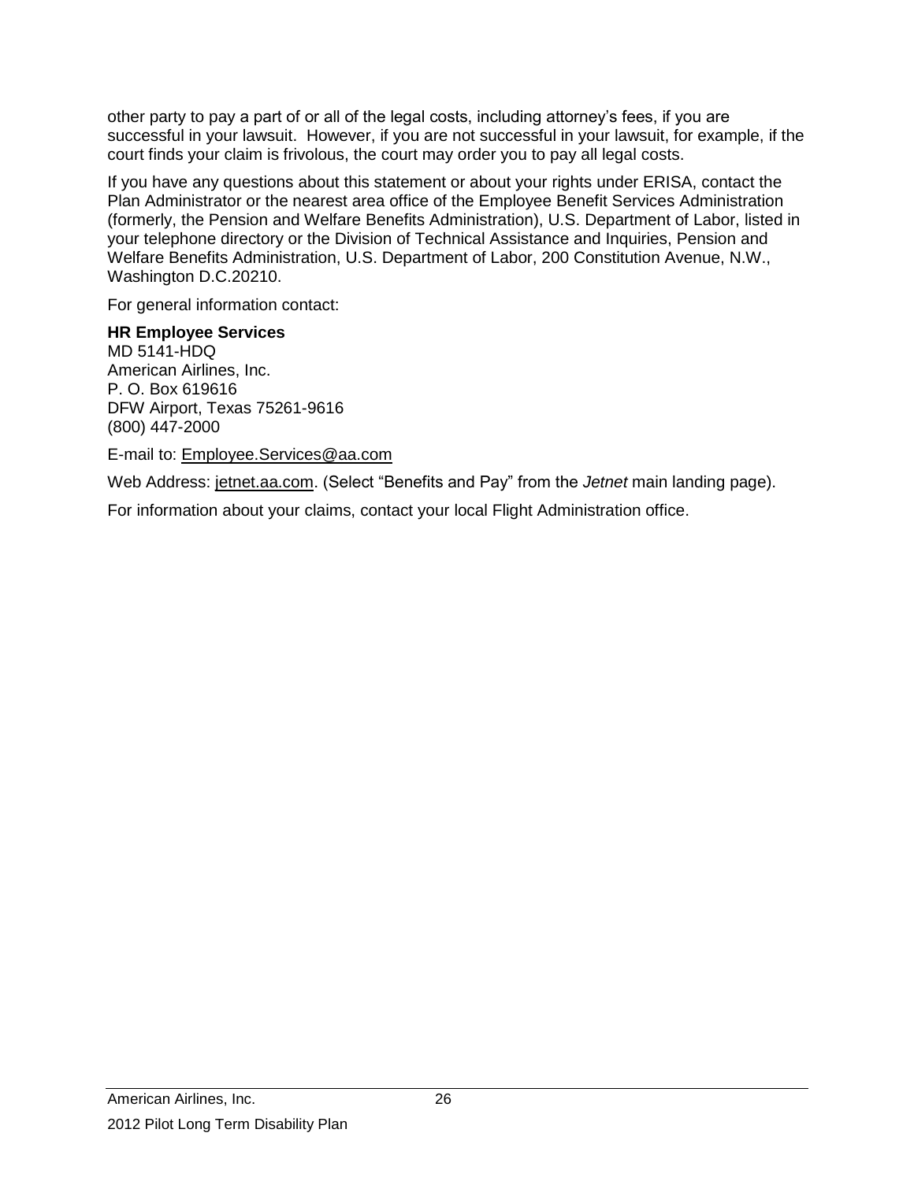other party to pay a part of or all of the legal costs, including attorney's fees, if you are successful in your lawsuit. However, if you are not successful in your lawsuit, for example, if the court finds your claim is frivolous, the court may order you to pay all legal costs.

If you have any questions about this statement or about your rights under ERISA, contact the Plan Administrator or the nearest area office of the Employee Benefit Services Administration (formerly, the Pension and Welfare Benefits Administration), U.S. Department of Labor, listed in your telephone directory or the Division of Technical Assistance and Inquiries, Pension and Welfare Benefits Administration, U.S. Department of Labor, 200 Constitution Avenue, N.W., Washington D.C.20210.

For general information contact:

**HR Employee Services**
MD 5141-HDQ
American Airlines, Inc.
P. O. Box 619616
DFW Airport, Texas 75261-9616
(800) 447-2000

E-mail to: Employee.Services@aa.com

Web Address: jetnet.aa.com. (Select "Benefits and Pay" from the *Jetnet* main landing page).

For information about your claims, contact your local Flight Administration office.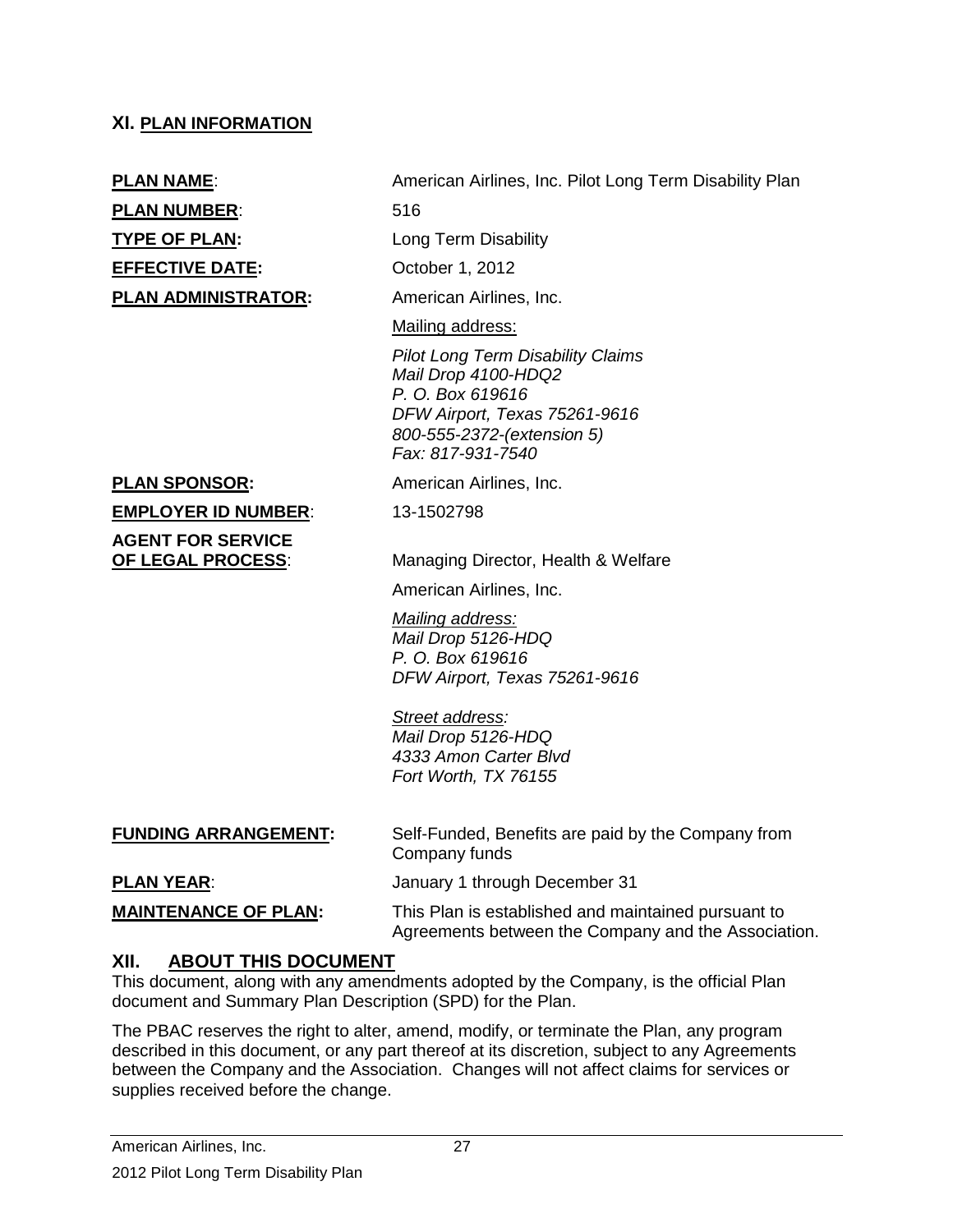## XI. PLAN INFORMATION

| | |
|---|---|
| **PLAN NAME**: | American Airlines, Inc. Pilot Long Term Disability Plan |
| **PLAN NUMBER**: | 516 |
| **TYPE OF PLAN:** | Long Term Disability |
| **EFFECTIVE DATE:** | October 1, 2012 |
| **PLAN ADMINISTRATOR:** | American Airlines, Inc.<br><br>Mailing address:<br><br>*Pilot Long Term Disability Claims*<br>*Mail Drop 4100-HDQ2*<br>*P. O. Box 619616*<br>*DFW Airport, Texas 75261-9616*<br>*800-555-2372-(extension 5)*<br>*Fax: 817-931-7540* |
| **PLAN SPONSOR:** | American Airlines, Inc. |
| **EMPLOYER ID NUMBER**: | 13-1502798 |
| **AGENT FOR SERVICE OF LEGAL PROCESS**: | Managing Director, Health & Welfare<br><br>American Airlines, Inc.<br><br>*Mailing address:*<br>*Mail Drop 5126-HDQ*<br>*P. O. Box 619616*<br>*DFW Airport, Texas 75261-9616*<br><br>*Street address:*<br>*Mail Drop 5126-HDQ*<br>*4333 Amon Carter Blvd*<br>*Fort Worth, TX 76155* |
| **FUNDING ARRANGEMENT:** | Self-Funded, Benefits are paid by the Company from Company funds |
| **PLAN YEAR**: | January 1 through December 31 |
| **MAINTENANCE OF PLAN:** | This Plan is established and maintained pursuant to Agreements between the Company and the Association. |

## XII. ABOUT THIS DOCUMENT

This document, along with any amendments adopted by the Company, is the official Plan document and Summary Plan Description (SPD) for the Plan.

The PBAC reserves the right to alter, amend, modify, or terminate the Plan, any program described in this document, or any part thereof at its discretion, subject to any Agreements between the Company and the Association. Changes will not affect claims for services or supplies received before the change.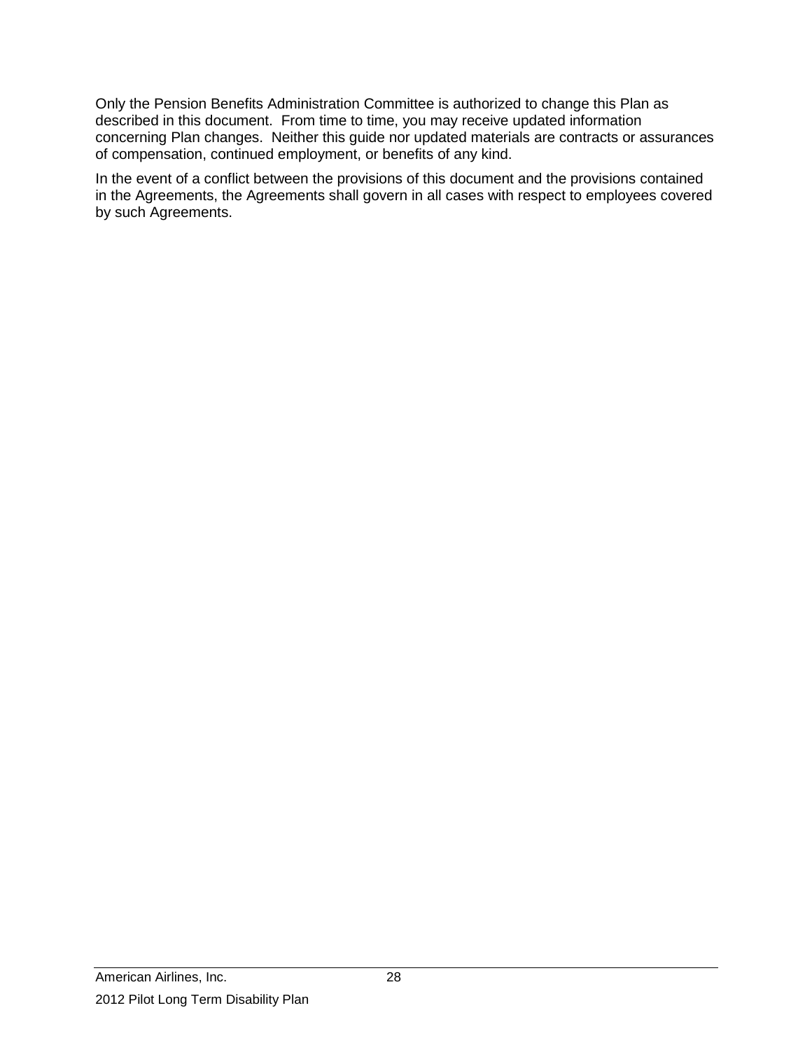Only the Pension Benefits Administration Committee is authorized to change this Plan as described in this document. From time to time, you may receive updated information concerning Plan changes. Neither this guide nor updated materials are contracts or assurances of compensation, continued employment, or benefits of any kind.

In the event of a conflict between the provisions of this document and the provisions contained in the Agreements, the Agreements shall govern in all cases with respect to employees covered by such Agreements.